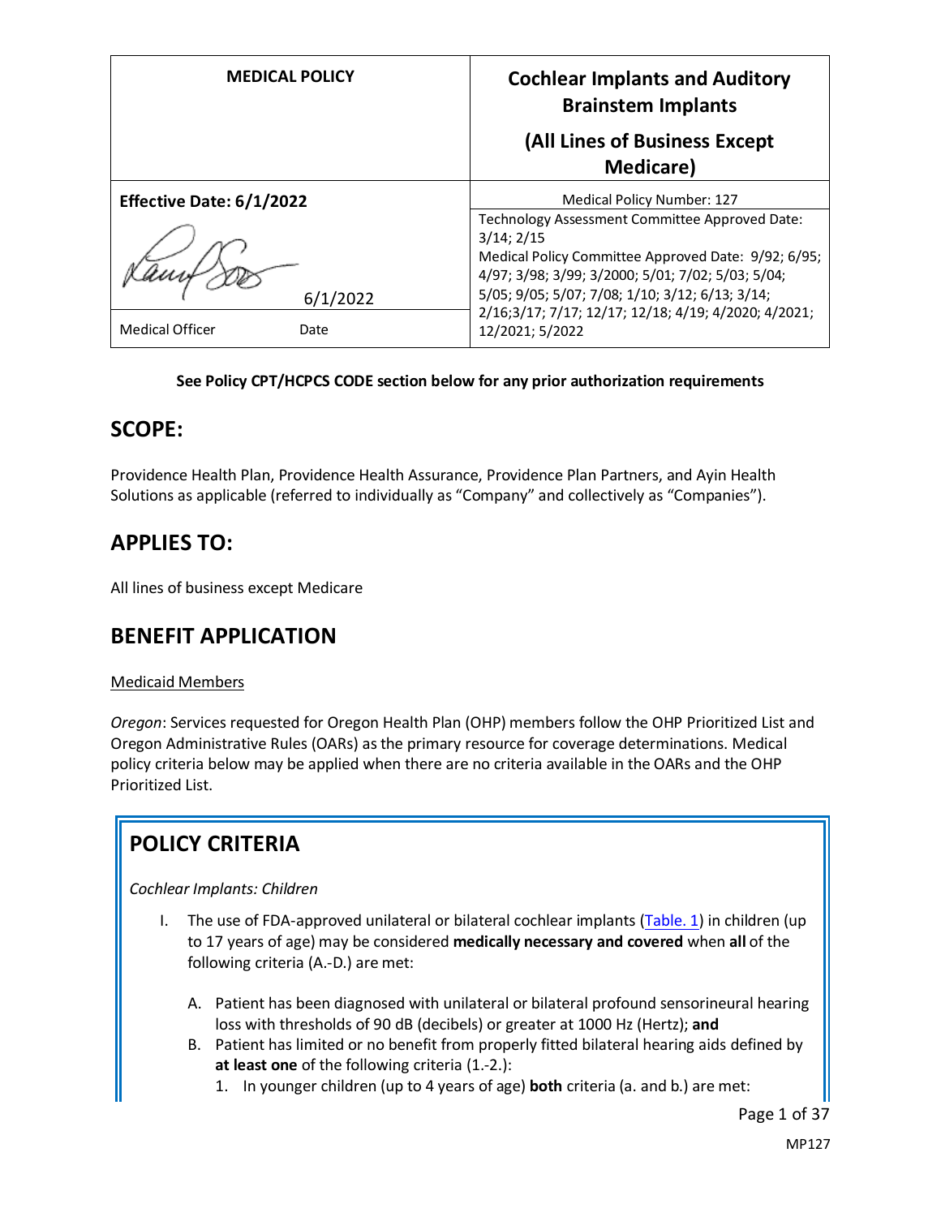| MEDICAL POLICY | Cochlear Implants and Auditory Brainstem Implants<br><br>(All Lines of Business Except Medicare) |
|---|---|
| **Effective Date: 6/1/2022** | Medical Policy Number: 127 |
| 6/1/2022<br><br>Medical Officer Date | Technology Assessment Committee Approved Date: 3/14; 2/15<br>Medical Policy Committee Approved Date: 9/92; 6/95; 4/97; 3/98; 3/99; 3/2000; 5/01; 7/02; 5/03; 5/04; 5/05; 9/05; 5/07; 7/08; 1/10; 3/12; 6/13; 3/14; 2/16;3/17; 7/17; 12/17; 12/18; 4/19; 4/2020; 4/2021; 12/2021; 5/2022 |

**See Policy CPT/HCPCS CODE section below for any prior authorization requirements**

## SCOPE:

Providence Health Plan, Providence Health Assurance, Providence Plan Partners, and Ayin Health Solutions as applicable (referred to individually as "Company" and collectively as "Companies").

## APPLIES TO:

All lines of business except Medicare

## BENEFIT APPLICATION

Medicaid Members

*Oregon*: Services requested for Oregon Health Plan (OHP) members follow the OHP Prioritized List and Oregon Administrative Rules (OARs) as the primary resource for coverage determinations. Medical policy criteria below may be applied when there are no criteria available in the OARs and the OHP Prioritized List.

## POLICY CRITERIA

*Cochlear Implants: Children*

I. The use of FDA-approved unilateral or bilateral cochlear implants (Table. 1) in children (up to 17 years of age) may be considered **medically necessary and covered** when **all** of the following criteria (A.-D.) are met:

   A. Patient has been diagnosed with unilateral or bilateral profound sensorineural hearing loss with thresholds of 90 dB (decibels) or greater at 1000 Hz (Hertz); **and**
   B. Patient has limited or no benefit from properly fitted bilateral hearing aids defined by **at least one** of the following criteria (1.-2.):
      1. In younger children (up to 4 years of age) **both** criteria (a. and b.) are met: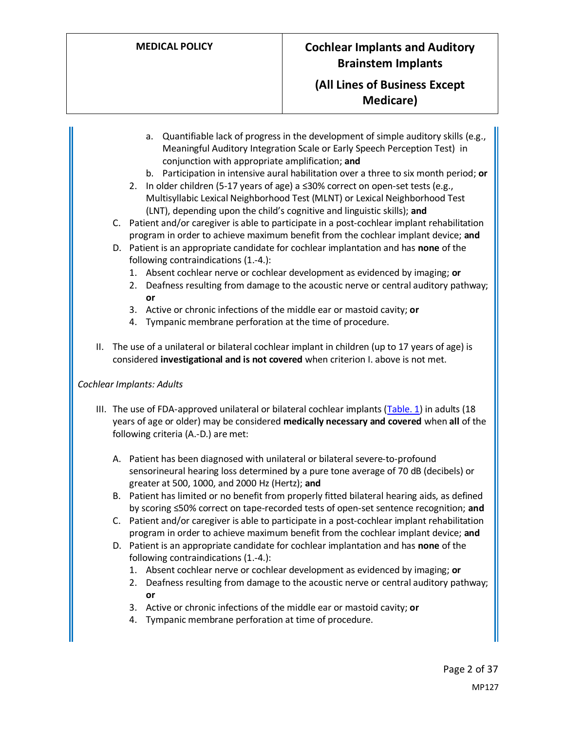a. Quantifiable lack of progress in the development of simple auditory skills (e.g., Meaningful Auditory Integration Scale or Early Speech Perception Test) in conjunction with appropriate amplification; **and**
b. Participation in intensive aural habilitation over a three to six month period; **or**

2. In older children (5-17 years of age) a ≤30% correct on open-set tests (e.g., Multisyllabic Lexical Neighborhood Test (MLNT) or Lexical Neighborhood Test (LNT), depending upon the child's cognitive and linguistic skills); **and**

C. Patient and/or caregiver is able to participate in a post-cochlear implant rehabilitation program in order to achieve maximum benefit from the cochlear implant device; **and**

D. Patient is an appropriate candidate for cochlear implantation and has **none** of the following contraindications (1.-4.):
   1. Absent cochlear nerve or cochlear development as evidenced by imaging; **or**
   2. Deafness resulting from damage to the acoustic nerve or central auditory pathway; **or**
   3. Active or chronic infections of the middle ear or mastoid cavity; **or**
   4. Tympanic membrane perforation at the time of procedure.

II. The use of a unilateral or bilateral cochlear implant in children (up to 17 years of age) is considered **investigational and is not covered** when criterion I. above is not met.

*Cochlear Implants: Adults*

III. The use of FDA-approved unilateral or bilateral cochlear implants (Table. 1) in adults (18 years of age or older) may be considered **medically necessary and covered** when **all** of the following criteria (A.-D.) are met:

   A. Patient has been diagnosed with unilateral or bilateral severe-to-profound sensorineural hearing loss determined by a pure tone average of 70 dB (decibels) or greater at 500, 1000, and 2000 Hz (Hertz); **and**
   B. Patient has limited or no benefit from properly fitted bilateral hearing aids, as defined by scoring ≤50% correct on tape-recorded tests of open-set sentence recognition; **and**
   C. Patient and/or caregiver is able to participate in a post-cochlear implant rehabilitation program in order to achieve maximum benefit from the cochlear implant device; **and**
   D. Patient is an appropriate candidate for cochlear implantation and has **none** of the following contraindications (1.-4.):
      1. Absent cochlear nerve or cochlear development as evidenced by imaging; **or**
      2. Deafness resulting from damage to the acoustic nerve or central auditory pathway; **or**
      3. Active or chronic infections of the middle ear or mastoid cavity; **or**
      4. Tympanic membrane perforation at time of procedure.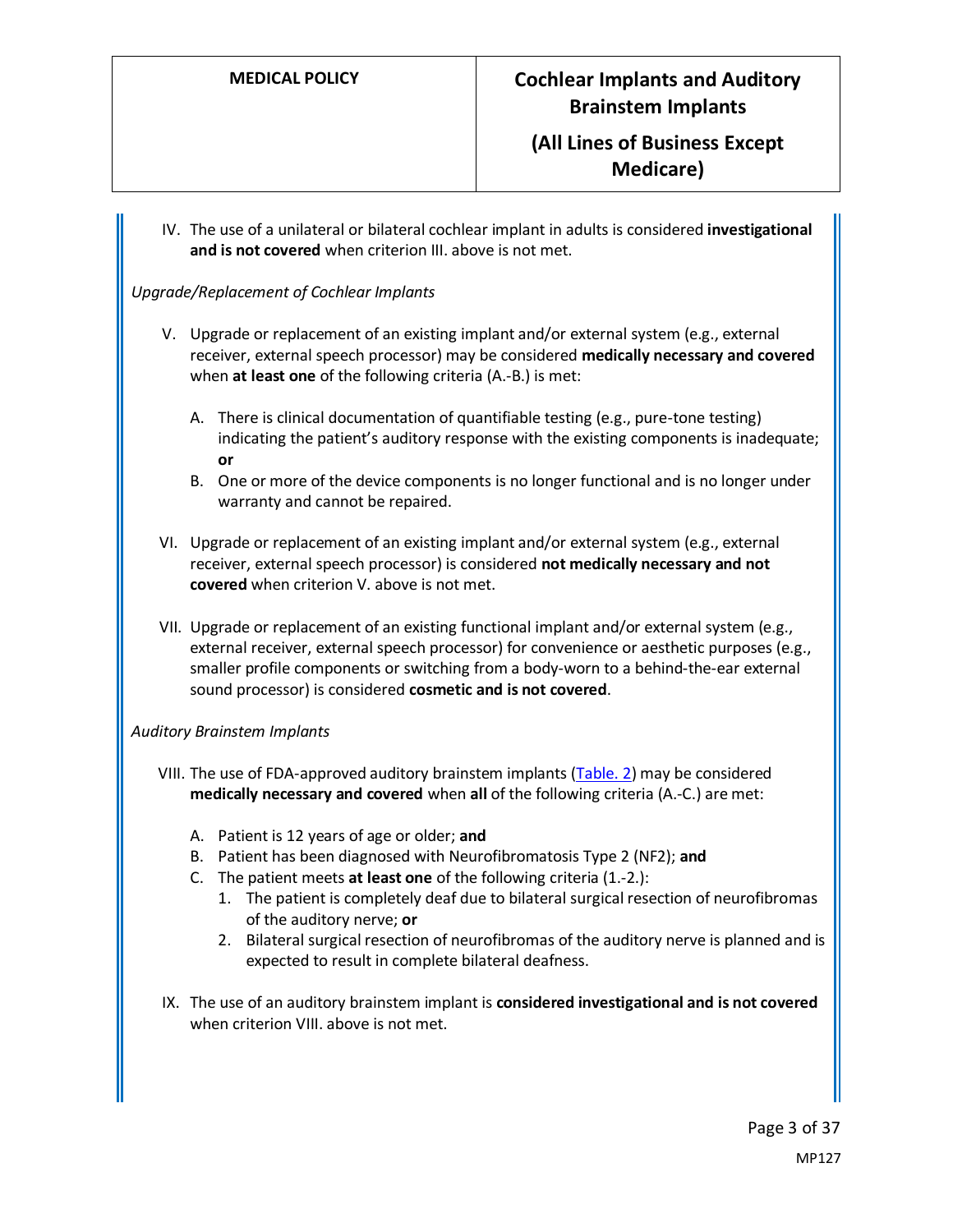IV. The use of a unilateral or bilateral cochlear implant in adults is considered **investigational and is not covered** when criterion III. above is not met.

*Upgrade/Replacement of Cochlear Implants*

V. Upgrade or replacement of an existing implant and/or external system (e.g., external receiver, external speech processor) may be considered **medically necessary and covered** when **at least one** of the following criteria (A.-B.) is met:

   A. There is clinical documentation of quantifiable testing (e.g., pure-tone testing) indicating the patient's auditory response with the existing components is inadequate; **or**
   B. One or more of the device components is no longer functional and is no longer under warranty and cannot be repaired.

VI. Upgrade or replacement of an existing implant and/or external system (e.g., external receiver, external speech processor) is considered **not medically necessary and not covered** when criterion V. above is not met.

VII. Upgrade or replacement of an existing functional implant and/or external system (e.g., external receiver, external speech processor) for convenience or aesthetic purposes (e.g., smaller profile components or switching from a body-worn to a behind-the-ear external sound processor) is considered **cosmetic and is not covered**.

*Auditory Brainstem Implants*

VIII. The use of FDA-approved auditory brainstem implants (Table. 2) may be considered **medically necessary and covered** when **all** of the following criteria (A.-C.) are met:

   A. Patient is 12 years of age or older; **and**
   B. Patient has been diagnosed with Neurofibromatosis Type 2 (NF2); **and**
   C. The patient meets **at least one** of the following criteria (1.-2.):
      1. The patient is completely deaf due to bilateral surgical resection of neurofibromas of the auditory nerve; **or**
      2. Bilateral surgical resection of neurofibromas of the auditory nerve is planned and is expected to result in complete bilateral deafness.

IX. The use of an auditory brainstem implant is **considered investigational and is not covered** when criterion VIII. above is not met.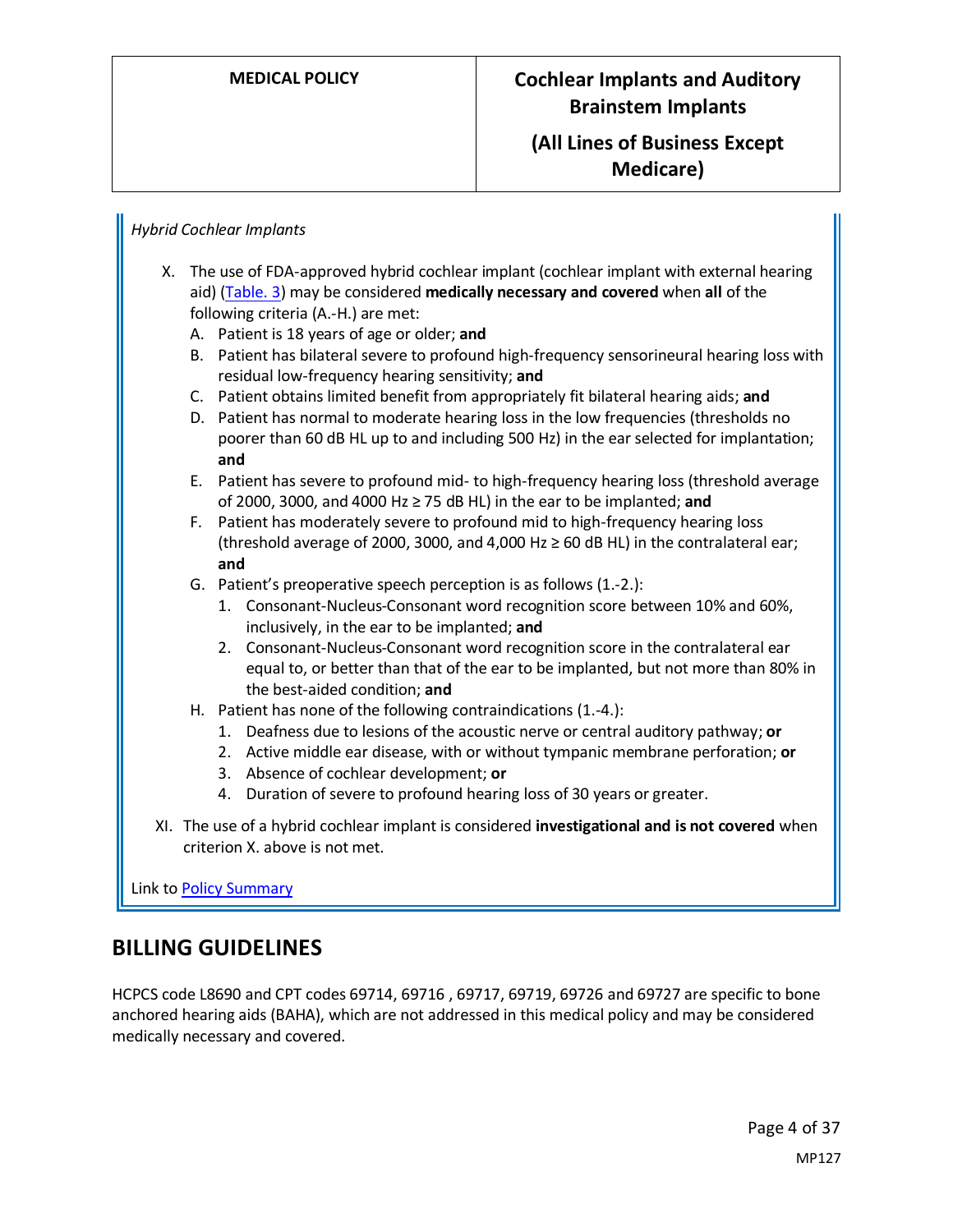*Hybrid Cochlear Implants*

X. The use of FDA-approved hybrid cochlear implant (cochlear implant with external hearing aid) (Table. 3) may be considered **medically necessary and covered** when **all** of the following criteria (A.-H.) are met:
   A. Patient is 18 years of age or older; **and**
   B. Patient has bilateral severe to profound high-frequency sensorineural hearing loss with residual low-frequency hearing sensitivity; **and**
   C. Patient obtains limited benefit from appropriately fit bilateral hearing aids; **and**
   D. Patient has normal to moderate hearing loss in the low frequencies (thresholds no poorer than 60 dB HL up to and including 500 Hz) in the ear selected for implantation; **and**
   E. Patient has severe to profound mid- to high-frequency hearing loss (threshold average of 2000, 3000, and 4000 Hz ≥ 75 dB HL) in the ear to be implanted; **and**
   F. Patient has moderately severe to profound mid to high-frequency hearing loss (threshold average of 2000, 3000, and 4,000 Hz ≥ 60 dB HL) in the contralateral ear; **and**
   G. Patient's preoperative speech perception is as follows (1.-2.):
      1. Consonant-Nucleus-Consonant word recognition score between 10% and 60%, inclusively, in the ear to be implanted; **and**
      2. Consonant-Nucleus-Consonant word recognition score in the contralateral ear equal to, or better than that of the ear to be implanted, but not more than 80% in the best-aided condition; **and**
   H. Patient has none of the following contraindications (1.-4.):
      1. Deafness due to lesions of the acoustic nerve or central auditory pathway; **or**
      2. Active middle ear disease, with or without tympanic membrane perforation; **or**
      3. Absence of cochlear development; **or**
      4. Duration of severe to profound hearing loss of 30 years or greater.

XI. The use of a hybrid cochlear implant is considered **investigational and is not covered** when criterion X. above is not met.

Link to Policy Summary

## BILLING GUIDELINES

HCPCS code L8690 and CPT codes 69714, 69716 , 69717, 69719, 69726 and 69727 are specific to bone anchored hearing aids (BAHA), which are not addressed in this medical policy and may be considered medically necessary and covered.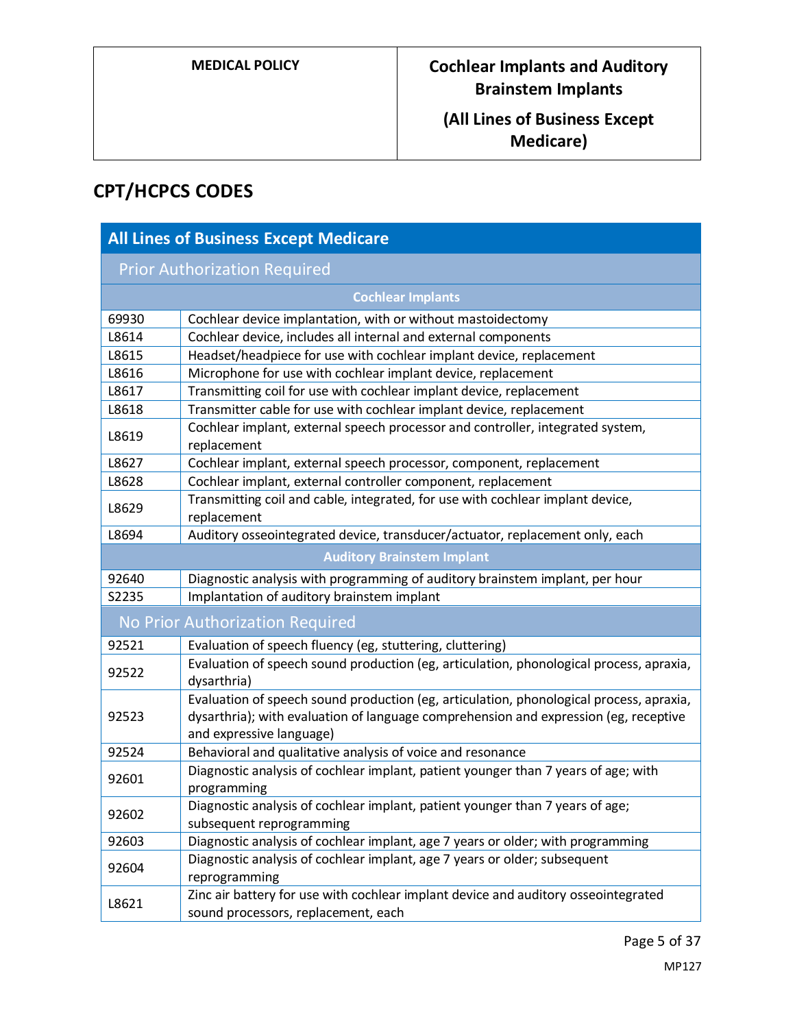## CPT/HCPCS CODES

| All Lines of Business Except Medicare | |
|---|---|
| **Prior Authorization Required** | |
| **Cochlear Implants** | |
| 69930 | Cochlear device implantation, with or without mastoidectomy |
| L8614 | Cochlear device, includes all internal and external components |
| L8615 | Headset/headpiece for use with cochlear implant device, replacement |
| L8616 | Microphone for use with cochlear implant device, replacement |
| L8617 | Transmitting coil for use with cochlear implant device, replacement |
| L8618 | Transmitter cable for use with cochlear implant device, replacement |
| L8619 | Cochlear implant, external speech processor and controller, integrated system, replacement |
| L8627 | Cochlear implant, external speech processor, component, replacement |
| L8628 | Cochlear implant, external controller component, replacement |
| L8629 | Transmitting coil and cable, integrated, for use with cochlear implant device, replacement |
| L8694 | Auditory osseointegrated device, transducer/actuator, replacement only, each |
| **Auditory Brainstem Implant** | |
| 92640 | Diagnostic analysis with programming of auditory brainstem implant, per hour |
| S2235 | Implantation of auditory brainstem implant |
| **No Prior Authorization Required** | |
| 92521 | Evaluation of speech fluency (eg, stuttering, cluttering) |
| 92522 | Evaluation of speech sound production (eg, articulation, phonological process, apraxia, dysarthria) |
| 92523 | Evaluation of speech sound production (eg, articulation, phonological process, apraxia, dysarthria); with evaluation of language comprehension and expression (eg, receptive and expressive language) |
| 92524 | Behavioral and qualitative analysis of voice and resonance |
| 92601 | Diagnostic analysis of cochlear implant, patient younger than 7 years of age; with programming |
| 92602 | Diagnostic analysis of cochlear implant, patient younger than 7 years of age; subsequent reprogramming |
| 92603 | Diagnostic analysis of cochlear implant, age 7 years or older; with programming |
| 92604 | Diagnostic analysis of cochlear implant, age 7 years or older; subsequent reprogramming |
| L8621 | Zinc air battery for use with cochlear implant device and auditory osseointegrated sound processors, replacement, each |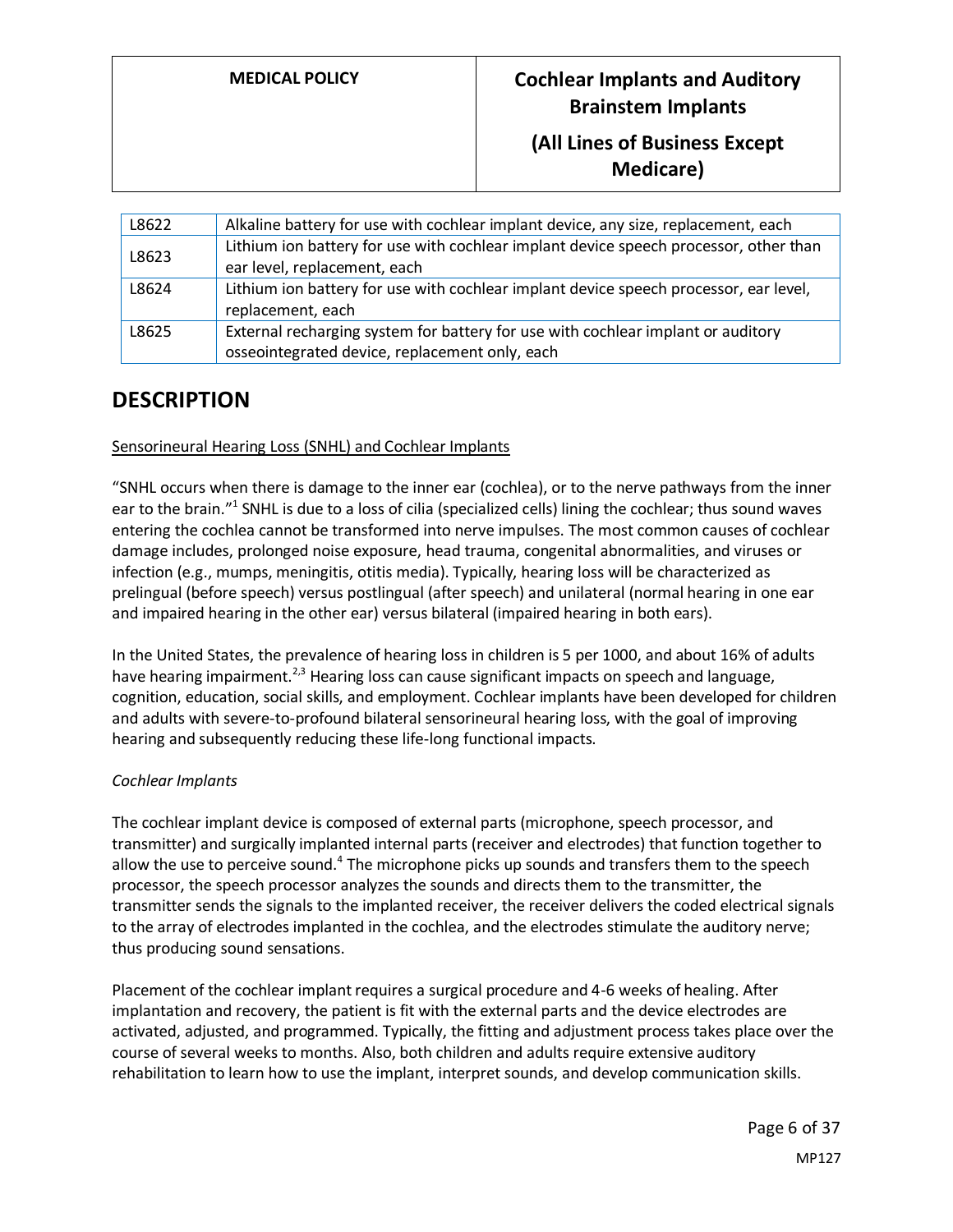| L8622 | Alkaline battery for use with cochlear implant device, any size, replacement, each |
|---|---|
| L8623 | Lithium ion battery for use with cochlear implant device speech processor, other than ear level, replacement, each |
| L8624 | Lithium ion battery for use with cochlear implant device speech processor, ear level, replacement, each |
| L8625 | External recharging system for battery for use with cochlear implant or auditory osseointegrated device, replacement only, each |

# DESCRIPTION

Sensorineural Hearing Loss (SNHL) and Cochlear Implants

"SNHL occurs when there is damage to the inner ear (cochlea), or to the nerve pathways from the inner ear to the brain."[1] SNHL is due to a loss of cilia (specialized cells) lining the cochlear; thus sound waves entering the cochlea cannot be transformed into nerve impulses. The most common causes of cochlear damage includes, prolonged noise exposure, head trauma, congenital abnormalities, and viruses or infection (e.g., mumps, meningitis, otitis media). Typically, hearing loss will be characterized as prelingual (before speech) versus postlingual (after speech) and unilateral (normal hearing in one ear and impaired hearing in the other ear) versus bilateral (impaired hearing in both ears).

In the United States, the prevalence of hearing loss in children is 5 per 1000, and about 16% of adults have hearing impairment.[2,3] Hearing loss can cause significant impacts on speech and language, cognition, education, social skills, and employment. Cochlear implants have been developed for children and adults with severe-to-profound bilateral sensorineural hearing loss, with the goal of improving hearing and subsequently reducing these life-long functional impacts.

*Cochlear Implants*

The cochlear implant device is composed of external parts (microphone, speech processor, and transmitter) and surgically implanted internal parts (receiver and electrodes) that function together to allow the use to perceive sound.[4] The microphone picks up sounds and transfers them to the speech processor, the speech processor analyzes the sounds and directs them to the transmitter, the transmitter sends the signals to the implanted receiver, the receiver delivers the coded electrical signals to the array of electrodes implanted in the cochlea, and the electrodes stimulate the auditory nerve; thus producing sound sensations.

Placement of the cochlear implant requires a surgical procedure and 4-6 weeks of healing. After implantation and recovery, the patient is fit with the external parts and the device electrodes are activated, adjusted, and programmed. Typically, the fitting and adjustment process takes place over the course of several weeks to months. Also, both children and adults require extensive auditory rehabilitation to learn how to use the implant, interpret sounds, and develop communication skills.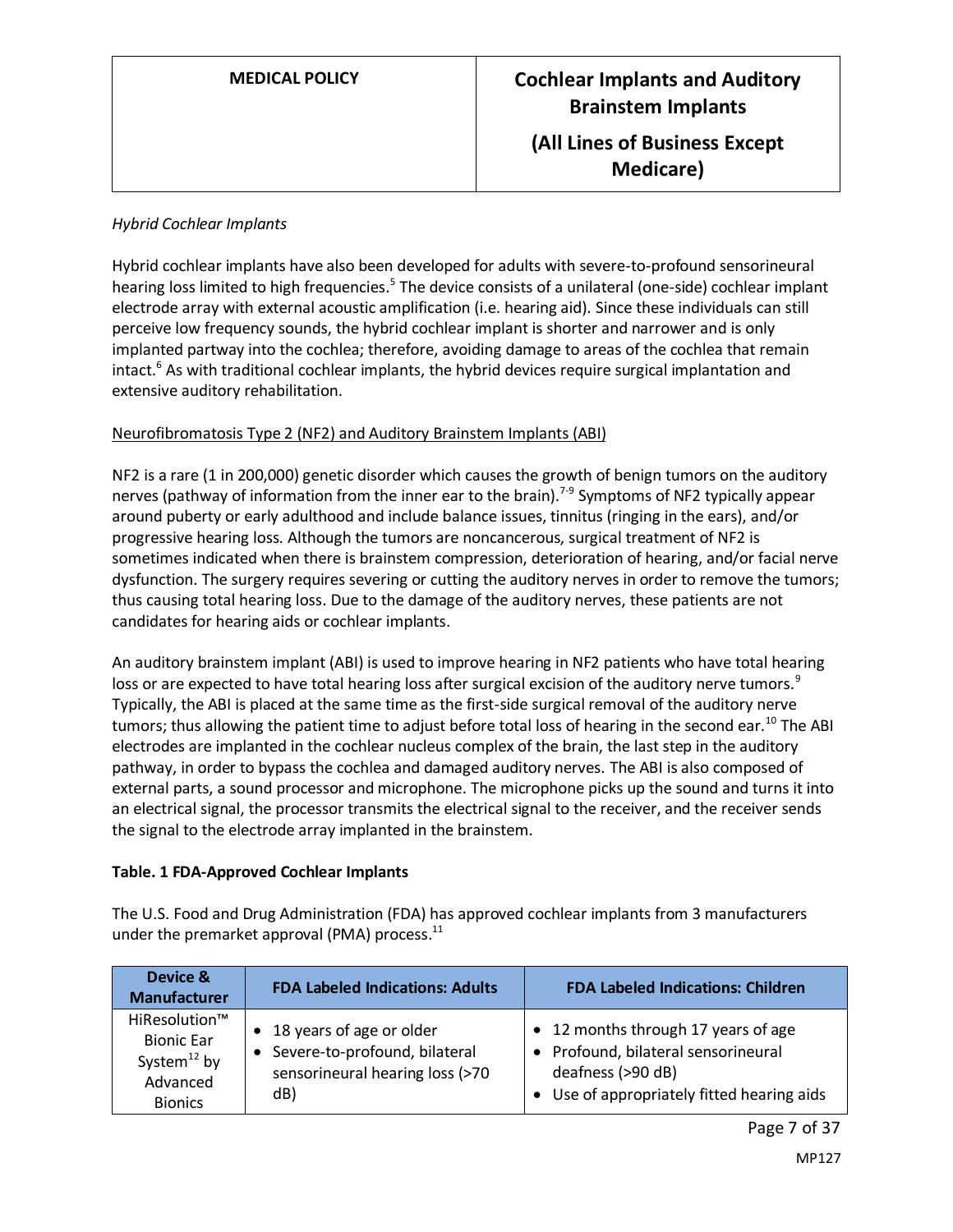*Hybrid Cochlear Implants*

Hybrid cochlear implants have also been developed for adults with severe-to-profound sensorineural hearing loss limited to high frequencies.[5] The device consists of a unilateral (one-side) cochlear implant electrode array with external acoustic amplification (i.e. hearing aid). Since these individuals can still perceive low frequency sounds, the hybrid cochlear implant is shorter and narrower and is only implanted partway into the cochlea; therefore, avoiding damage to areas of the cochlea that remain intact.[6] As with traditional cochlear implants, the hybrid devices require surgical implantation and extensive auditory rehabilitation.

<u>Neurofibromatosis Type 2 (NF2) and Auditory Brainstem Implants (ABI)</u>

NF2 is a rare (1 in 200,000) genetic disorder which causes the growth of benign tumors on the auditory nerves (pathway of information from the inner ear to the brain).[7-9] Symptoms of NF2 typically appear around puberty or early adulthood and include balance issues, tinnitus (ringing in the ears), and/or progressive hearing loss. Although the tumors are noncancerous, surgical treatment of NF2 is sometimes indicated when there is brainstem compression, deterioration of hearing, and/or facial nerve dysfunction. The surgery requires severing or cutting the auditory nerves in order to remove the tumors; thus causing total hearing loss. Due to the damage of the auditory nerves, these patients are not candidates for hearing aids or cochlear implants.

An auditory brainstem implant (ABI) is used to improve hearing in NF2 patients who have total hearing loss or are expected to have total hearing loss after surgical excision of the auditory nerve tumors.[9] Typically, the ABI is placed at the same time as the first-side surgical removal of the auditory nerve tumors; thus allowing the patient time to adjust before total loss of hearing in the second ear.[10] The ABI electrodes are implanted in the cochlear nucleus complex of the brain, the last step in the auditory pathway, in order to bypass the cochlea and damaged auditory nerves. The ABI is also composed of external parts, a sound processor and microphone. The microphone picks up the sound and turns it into an electrical signal, the processor transmits the electrical signal to the receiver, and the receiver sends the signal to the electrode array implanted in the brainstem.

**Table. 1 FDA-Approved Cochlear Implants**

The U.S. Food and Drug Administration (FDA) has approved cochlear implants from 3 manufacturers under the premarket approval (PMA) process.[11]

| Device & Manufacturer | FDA Labeled Indications: Adults | FDA Labeled Indications: Children |
|---|---|---|
| HiResolution™ Bionic Ear System[12] by Advanced Bionics | • 18 years of age or older<br>• Severe-to-profound, bilateral sensorineural hearing loss (>70 dB) | • 12 months through 17 years of age<br>• Profound, bilateral sensorineural deafness (>90 dB)<br>• Use of appropriately fitted hearing aids |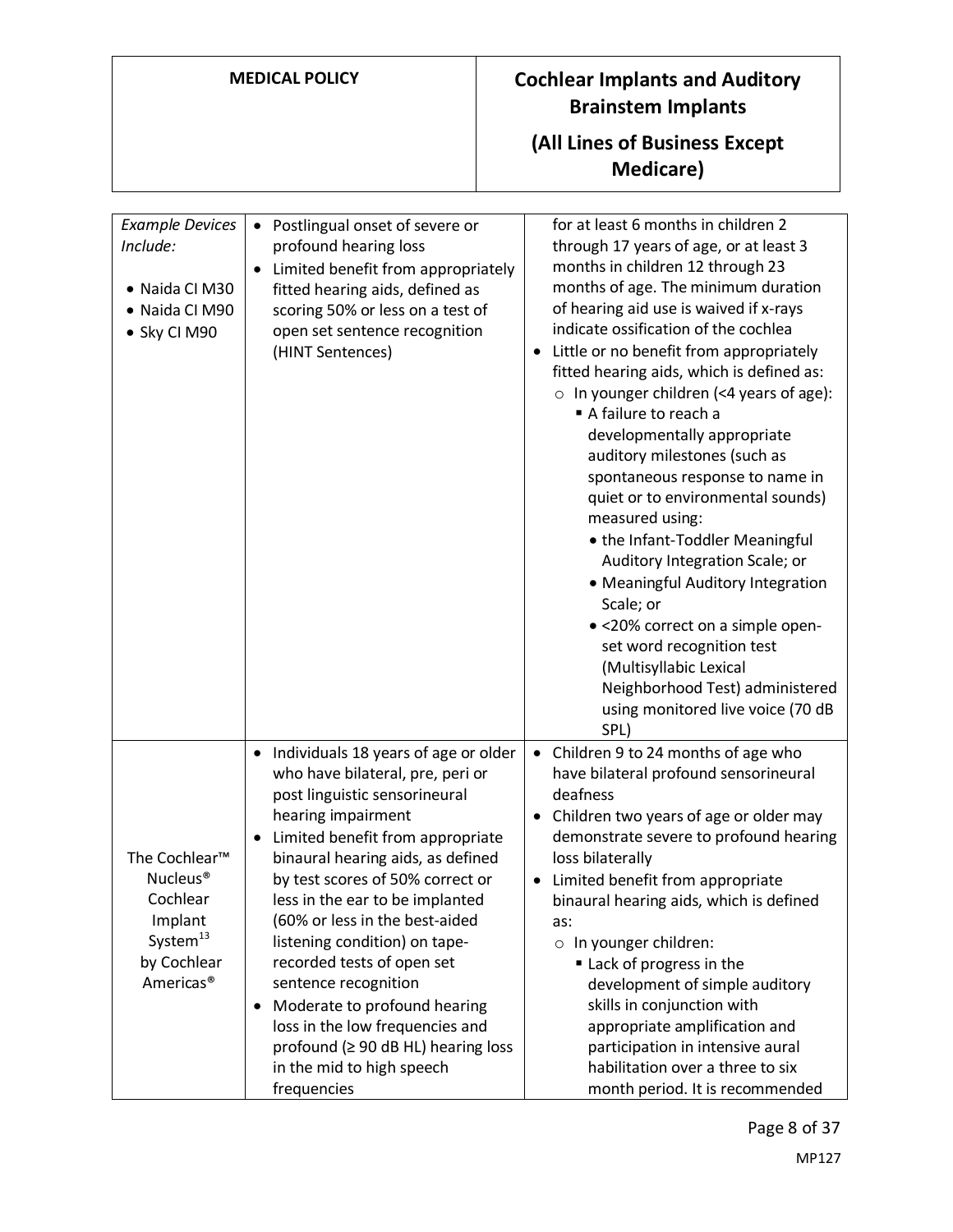| | | |
|---|---|---|
| *Example Devices Include:*<br><br>• Naida CI M30<br>• Naida CI M90<br>• Sky CI M90 | • Postlingual onset of severe or profound hearing loss<br>• Limited benefit from appropriately fitted hearing aids, defined as scoring 50% or less on a test of open set sentence recognition (HINT Sentences) | for at least 6 months in children 2 through 17 years of age, or at least 3 months in children 12 through 23 months of age. The minimum duration of hearing aid use is waived if x-rays indicate ossification of the cochlea<br>• Little or no benefit from appropriately fitted hearing aids, which is defined as:<br>  ○ In younger children (<4 years of age):<br>    ▪ A failure to reach a developmentally appropriate auditory milestones (such as spontaneous response to name in quiet or to environmental sounds) measured using:<br>      • the Infant-Toddler Meaningful Auditory Integration Scale; or<br>      • Meaningful Auditory Integration Scale; or<br>      • <20% correct on a simple open-set word recognition test (Multisyllabic Lexical Neighborhood Test) administered using monitored live voice (70 dB SPL) |
| The Cochlear™ Nucleus® Cochlear Implant System[13] by Cochlear Americas® | • Individuals 18 years of age or older who have bilateral, pre, peri or post linguistic sensorineural hearing impairment<br>• Limited benefit from appropriate binaural hearing aids, as defined by test scores of 50% correct or less in the ear to be implanted (60% or less in the best-aided listening condition) on tape-recorded tests of open set sentence recognition<br>• Moderate to profound hearing loss in the low frequencies and profound (≥ 90 dB HL) hearing loss in the mid to high speech frequencies | • Children 9 to 24 months of age who have bilateral profound sensorineural deafness<br>• Children two years of age or older may demonstrate severe to profound hearing loss bilaterally<br>• Limited benefit from appropriate binaural hearing aids, which is defined as:<br>  ○ In younger children:<br>    ▪ Lack of progress in the development of simple auditory skills in conjunction with appropriate amplification and participation in intensive aural habilitation over a three to six month period. It is recommended |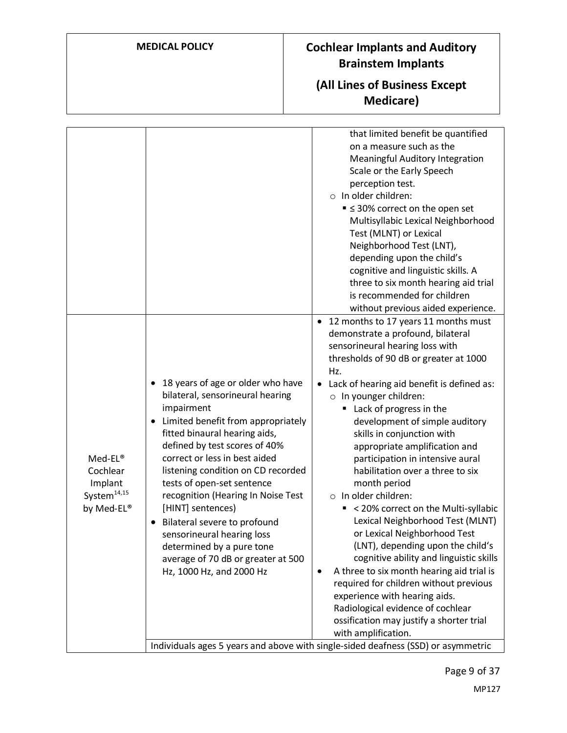| | | |
|---|---|---|
| | | that limited benefit be quantified on a measure such as the Meaningful Auditory Integration Scale or the Early Speech perception test.<br>○ In older children:<br>▪ ≤ 30% correct on the open set Multisyllabic Lexical Neighborhood Test (MLNT) or Lexical Neighborhood Test (LNT), depending upon the child's cognitive and linguistic skills. A three to six month hearing aid trial is recommended for children without previous aided experience. |
| Med-EL® Cochlear Implant System[14,15] by Med-EL® | • 18 years of age or older who have bilateral, sensorineural hearing impairment<br>• Limited benefit from appropriately fitted binaural hearing aids, defined by test scores of 40% correct or less in best aided listening condition on CD recorded tests of open-set sentence recognition (Hearing In Noise Test [HINT] sentences)<br>• Bilateral severe to profound sensorineural hearing loss determined by a pure tone average of 70 dB or greater at 500 Hz, 1000 Hz, and 2000 Hz | • 12 months to 17 years 11 months must demonstrate a profound, bilateral sensorineural hearing loss with thresholds of 90 dB or greater at 1000 Hz.<br>• Lack of hearing aid benefit is defined as:<br>○ In younger children:<br>▪ Lack of progress in the development of simple auditory skills in conjunction with appropriate amplification and participation in intensive aural habilitation over a three to six month period<br>○ In older children:<br>▪ < 20% correct on the Multi-syllabic Lexical Neighborhood Test (MLNT) or Lexical Neighborhood Test (LNT), depending upon the child's cognitive ability and linguistic skills<br>• A three to six month hearing aid trial is required for children without previous experience with hearing aids. Radiological evidence of cochlear ossification may justify a shorter trial with amplification. |
| | Individuals ages 5 years and above with single-sided deafness (SSD) or asymmetric | |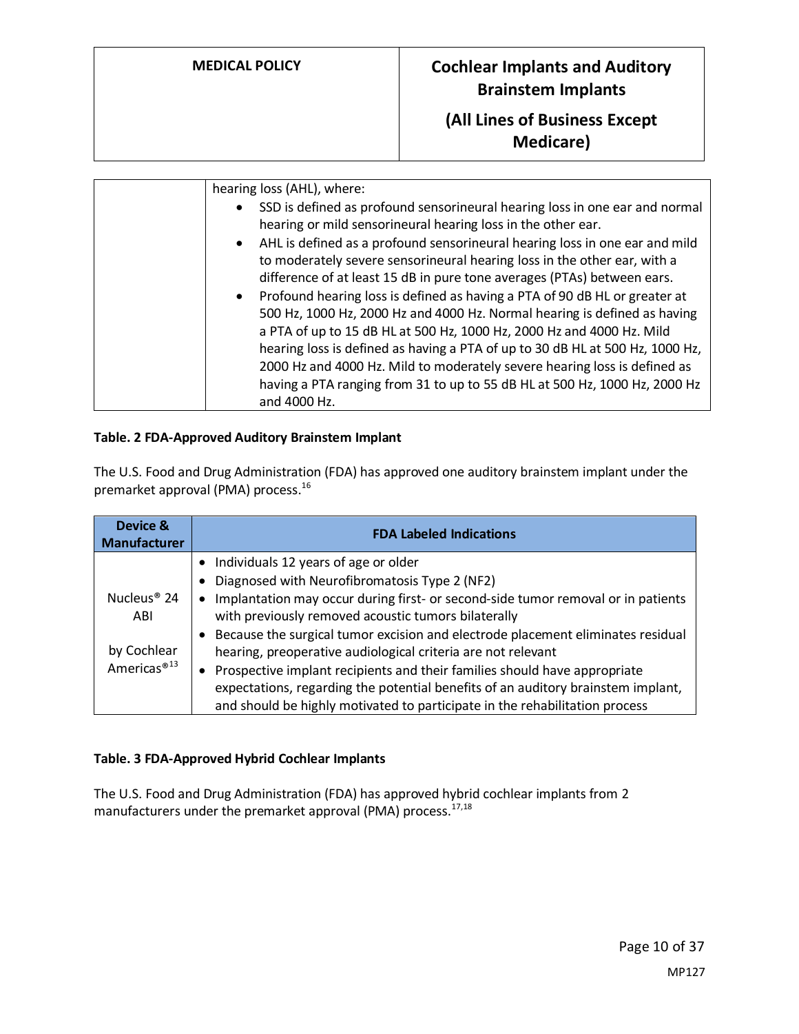| | hearing loss (AHL), where:<br>• SSD is defined as profound sensorineural hearing loss in one ear and normal hearing or mild sensorineural hearing loss in the other ear.<br>• AHL is defined as a profound sensorineural hearing loss in one ear and mild to moderately severe sensorineural hearing loss in the other ear, with a difference of at least 15 dB in pure tone averages (PTAs) between ears.<br>• Profound hearing loss is defined as having a PTA of 90 dB HL or greater at 500 Hz, 1000 Hz, 2000 Hz and 4000 Hz. Normal hearing is defined as having a PTA of up to 15 dB HL at 500 Hz, 1000 Hz, 2000 Hz and 4000 Hz. Mild hearing loss is defined as having a PTA of up to 30 dB HL at 500 Hz, 1000 Hz, 2000 Hz and 4000 Hz. Mild to moderately severe hearing loss is defined as having a PTA ranging from 31 to up to 55 dB HL at 500 Hz, 1000 Hz, 2000 Hz and 4000 Hz. |
|---|---|

**Table. 2 FDA-Approved Auditory Brainstem Implant**

The U.S. Food and Drug Administration (FDA) has approved one auditory brainstem implant under the premarket approval (PMA) process.[16]

| Device & Manufacturer | FDA Labeled Indications |
|---|---|
| Nucleus® 24 ABI<br><br>by Cochlear Americas®[13] | • Individuals 12 years of age or older<br>• Diagnosed with Neurofibromatosis Type 2 (NF2)<br>• Implantation may occur during first- or second-side tumor removal or in patients with previously removed acoustic tumors bilaterally<br>• Because the surgical tumor excision and electrode placement eliminates residual hearing, preoperative audiological criteria are not relevant<br>• Prospective implant recipients and their families should have appropriate expectations, regarding the potential benefits of an auditory brainstem implant, and should be highly motivated to participate in the rehabilitation process |

**Table. 3 FDA-Approved Hybrid Cochlear Implants**

The U.S. Food and Drug Administration (FDA) has approved hybrid cochlear implants from 2 manufacturers under the premarket approval (PMA) process.[17,18]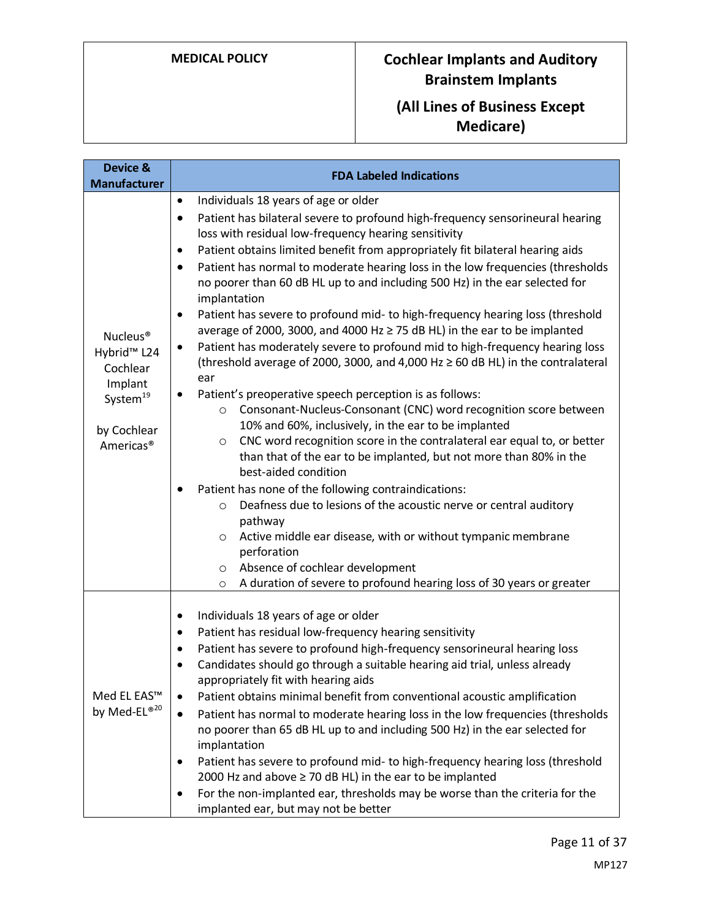| Device & Manufacturer | FDA Labeled Indications |
|---|---|
| Nucleus® Hybrid™ L24 Cochlear Implant System[19] by Cochlear Americas® | • Individuals 18 years of age or older<br>• Patient has bilateral severe to profound high-frequency sensorineural hearing loss with residual low-frequency hearing sensitivity<br>• Patient obtains limited benefit from appropriately fit bilateral hearing aids<br>• Patient has normal to moderate hearing loss in the low frequencies (thresholds no poorer than 60 dB HL up to and including 500 Hz) in the ear selected for implantation<br>• Patient has severe to profound mid- to high-frequency hearing loss (threshold average of 2000, 3000, and 4000 Hz ≥ 75 dB HL) in the ear to be implanted<br>• Patient has moderately severe to profound mid to high-frequency hearing loss (threshold average of 2000, 3000, and 4,000 Hz ≥ 60 dB HL) in the contralateral ear<br>• Patient's preoperative speech perception is as follows:<br>  ○ Consonant-Nucleus-Consonant (CNC) word recognition score between 10% and 60%, inclusively, in the ear to be implanted<br>  ○ CNC word recognition score in the contralateral ear equal to, or better than that of the ear to be implanted, but not more than 80% in the best-aided condition<br>• Patient has none of the following contraindications:<br>  ○ Deafness due to lesions of the acoustic nerve or central auditory pathway<br>  ○ Active middle ear disease, with or without tympanic membrane perforation<br>  ○ Absence of cochlear development<br>  ○ A duration of severe to profound hearing loss of 30 years or greater |
| Med EL EAS™ by Med-EL®[20] | • Individuals 18 years of age or older<br>• Patient has residual low-frequency hearing sensitivity<br>• Patient has severe to profound high-frequency sensorineural hearing loss<br>• Candidates should go through a suitable hearing aid trial, unless already appropriately fit with hearing aids<br>• Patient obtains minimal benefit from conventional acoustic amplification<br>• Patient has normal to moderate hearing loss in the low frequencies (thresholds no poorer than 65 dB HL up to and including 500 Hz) in the ear selected for implantation<br>• Patient has severe to profound mid- to high-frequency hearing loss (threshold 2000 Hz and above ≥ 70 dB HL) in the ear to be implanted<br>• For the non-implanted ear, thresholds may be worse than the criteria for the implanted ear, but may not be better |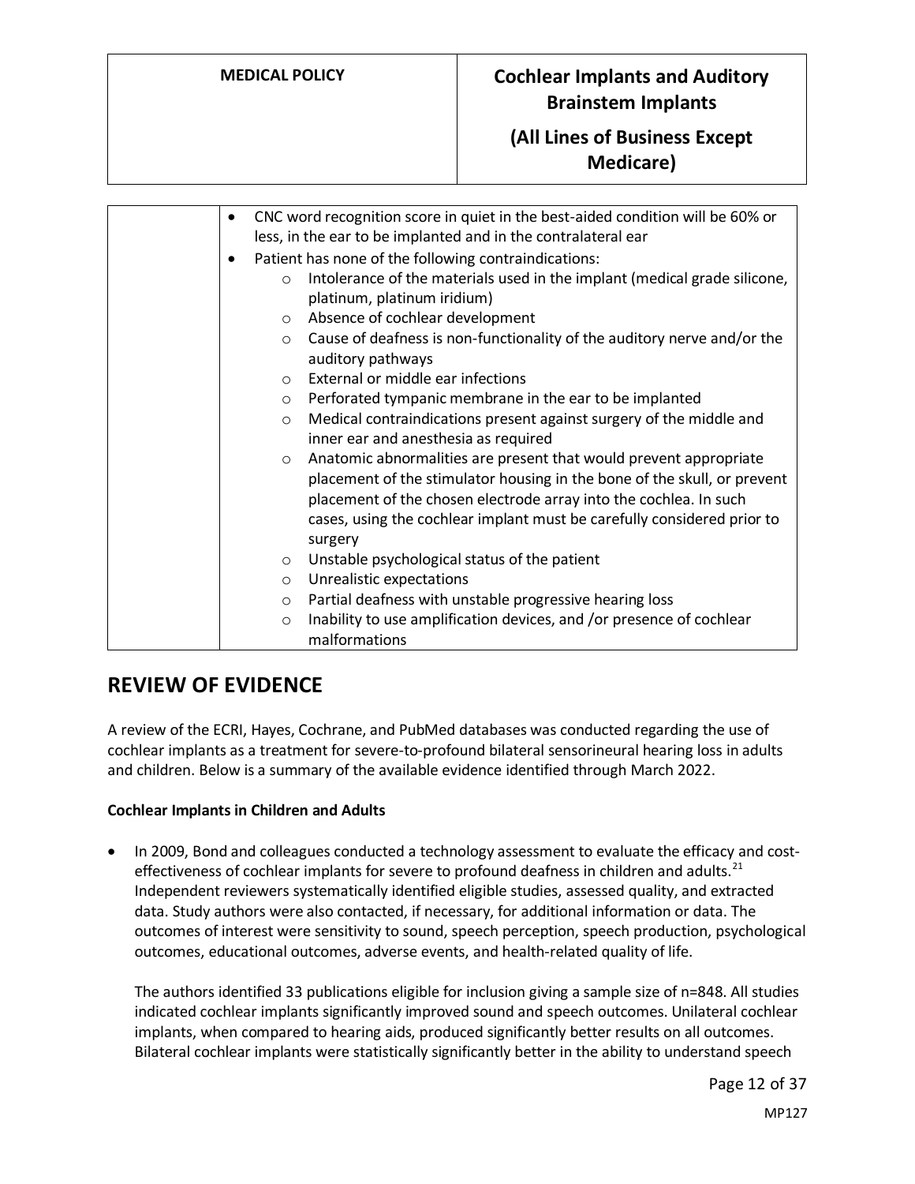| | <ul><li>CNC word recognition score in quiet in the best-aided condition will be 60% or less, in the ear to be implanted and in the contralateral ear</li><li>Patient has none of the following contraindications:<ul><li>Intolerance of the materials used in the implant (medical grade silicone, platinum, platinum iridium)</li><li>Absence of cochlear development</li><li>Cause of deafness is non-functionality of the auditory nerve and/or the auditory pathways</li><li>External or middle ear infections</li><li>Perforated tympanic membrane in the ear to be implanted</li><li>Medical contraindications present against surgery of the middle and inner ear and anesthesia as required</li><li>Anatomic abnormalities are present that would prevent appropriate placement of the stimulator housing in the bone of the skull, or prevent placement of the chosen electrode array into the cochlea. In such cases, using the cochlear implant must be carefully considered prior to surgery</li><li>Unstable psychological status of the patient</li><li>Unrealistic expectations</li><li>Partial deafness with unstable progressive hearing loss</li><li>Inability to use amplification devices, and /or presence of cochlear malformations</li></ul></li></ul> |
|---|---|

## REVIEW OF EVIDENCE

A review of the ECRI, Hayes, Cochrane, and PubMed databases was conducted regarding the use of cochlear implants as a treatment for severe-to-profound bilateral sensorineural hearing loss in adults and children. Below is a summary of the available evidence identified through March 2022.

**Cochlear Implants in Children and Adults**

- In 2009, Bond and colleagues conducted a technology assessment to evaluate the efficacy and cost-effectiveness of cochlear implants for severe to profound deafness in children and adults.[21] Independent reviewers systematically identified eligible studies, assessed quality, and extracted data. Study authors were also contacted, if necessary, for additional information or data. The outcomes of interest were sensitivity to sound, speech perception, speech production, psychological outcomes, educational outcomes, adverse events, and health-related quality of life.

  The authors identified 33 publications eligible for inclusion giving a sample size of n=848. All studies indicated cochlear implants significantly improved sound and speech outcomes. Unilateral cochlear implants, when compared to hearing aids, produced significantly better results on all outcomes. Bilateral cochlear implants were statistically significantly better in the ability to understand speech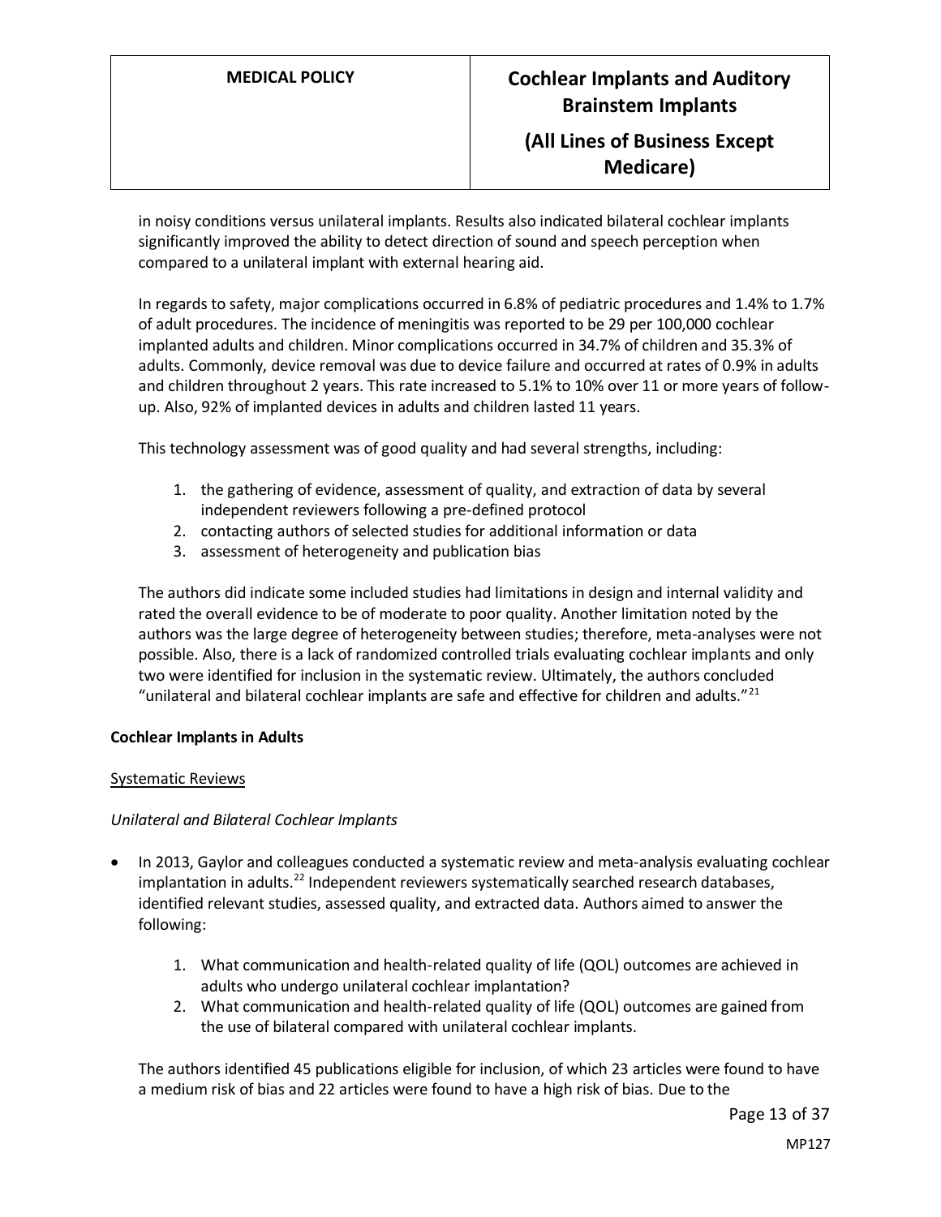in noisy conditions versus unilateral implants. Results also indicated bilateral cochlear implants significantly improved the ability to detect direction of sound and speech perception when compared to a unilateral implant with external hearing aid.

In regards to safety, major complications occurred in 6.8% of pediatric procedures and 1.4% to 1.7% of adult procedures. The incidence of meningitis was reported to be 29 per 100,000 cochlear implanted adults and children. Minor complications occurred in 34.7% of children and 35.3% of adults. Commonly, device removal was due to device failure and occurred at rates of 0.9% in adults and children throughout 2 years. This rate increased to 5.1% to 10% over 11 or more years of follow-up. Also, 92% of implanted devices in adults and children lasted 11 years.

This technology assessment was of good quality and had several strengths, including:

1. the gathering of evidence, assessment of quality, and extraction of data by several independent reviewers following a pre-defined protocol
2. contacting authors of selected studies for additional information or data
3. assessment of heterogeneity and publication bias

The authors did indicate some included studies had limitations in design and internal validity and rated the overall evidence to be of moderate to poor quality. Another limitation noted by the authors was the large degree of heterogeneity between studies; therefore, meta-analyses were not possible. Also, there is a lack of randomized controlled trials evaluating cochlear implants and only two were identified for inclusion in the systematic review. Ultimately, the authors concluded "unilateral and bilateral cochlear implants are safe and effective for children and adults."[21]

**Cochlear Implants in Adults**

Systematic Reviews

*Unilateral and Bilateral Cochlear Implants*

- In 2013, Gaylor and colleagues conducted a systematic review and meta-analysis evaluating cochlear implantation in adults.[22] Independent reviewers systematically searched research databases, identified relevant studies, assessed quality, and extracted data. Authors aimed to answer the following:

    1. What communication and health-related quality of life (QOL) outcomes are achieved in adults who undergo unilateral cochlear implantation?
    2. What communication and health-related quality of life (QOL) outcomes are gained from the use of bilateral compared with unilateral cochlear implants.

    The authors identified 45 publications eligible for inclusion, of which 23 articles were found to have a medium risk of bias and 22 articles were found to have a high risk of bias. Due to the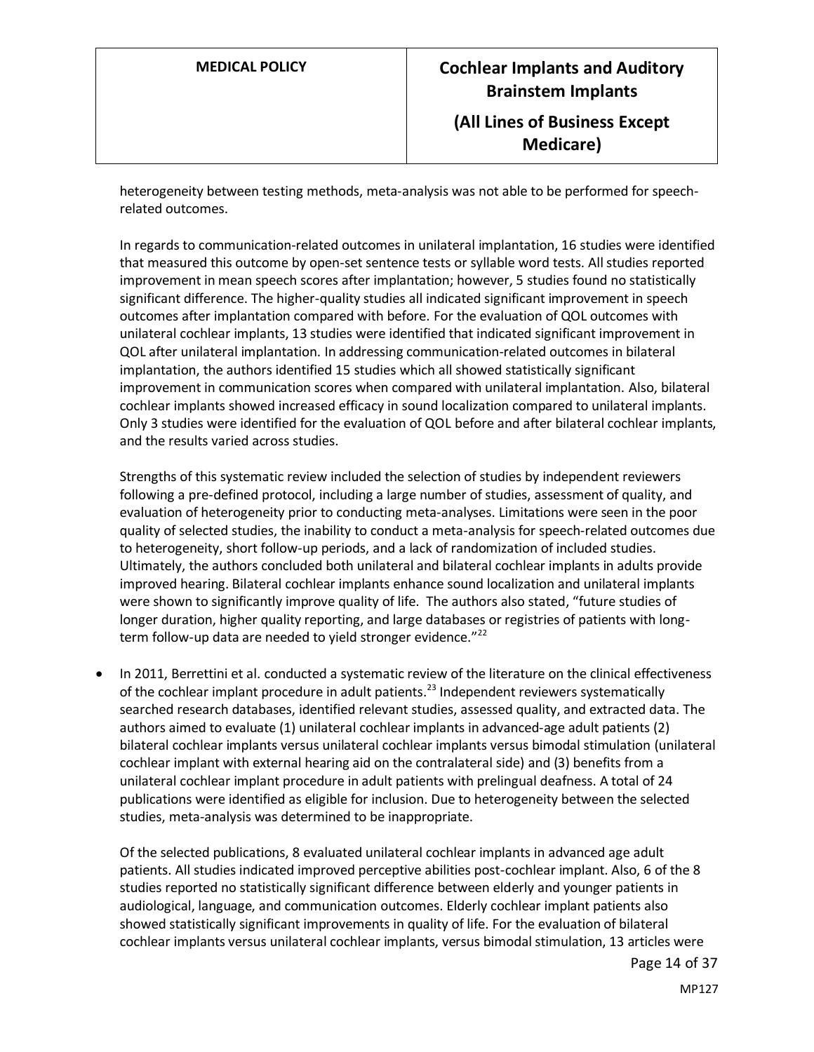heterogeneity between testing methods, meta-analysis was not able to be performed for speech-related outcomes.

In regards to communication-related outcomes in unilateral implantation, 16 studies were identified that measured this outcome by open-set sentence tests or syllable word tests. All studies reported improvement in mean speech scores after implantation; however, 5 studies found no statistically significant difference. The higher-quality studies all indicated significant improvement in speech outcomes after implantation compared with before. For the evaluation of QOL outcomes with unilateral cochlear implants, 13 studies were identified that indicated significant improvement in QOL after unilateral implantation. In addressing communication-related outcomes in bilateral implantation, the authors identified 15 studies which all showed statistically significant improvement in communication scores when compared with unilateral implantation. Also, bilateral cochlear implants showed increased efficacy in sound localization compared to unilateral implants. Only 3 studies were identified for the evaluation of QOL before and after bilateral cochlear implants, and the results varied across studies.

Strengths of this systematic review included the selection of studies by independent reviewers following a pre-defined protocol, including a large number of studies, assessment of quality, and evaluation of heterogeneity prior to conducting meta-analyses. Limitations were seen in the poor quality of selected studies, the inability to conduct a meta-analysis for speech-related outcomes due to heterogeneity, short follow-up periods, and a lack of randomization of included studies. Ultimately, the authors concluded both unilateral and bilateral cochlear implants in adults provide improved hearing. Bilateral cochlear implants enhance sound localization and unilateral implants were shown to significantly improve quality of life. The authors also stated, "future studies of longer duration, higher quality reporting, and large databases or registries of patients with long-term follow-up data are needed to yield stronger evidence."[22]

- In 2011, Berrettini et al. conducted a systematic review of the literature on the clinical effectiveness of the cochlear implant procedure in adult patients.[23] Independent reviewers systematically searched research databases, identified relevant studies, assessed quality, and extracted data. The authors aimed to evaluate (1) unilateral cochlear implants in advanced-age adult patients (2) bilateral cochlear implants versus unilateral cochlear implants versus bimodal stimulation (unilateral cochlear implant with external hearing aid on the contralateral side) and (3) benefits from a unilateral cochlear implant procedure in adult patients with prelingual deafness. A total of 24 publications were identified as eligible for inclusion. Due to heterogeneity between the selected studies, meta-analysis was determined to be inappropriate.

  Of the selected publications, 8 evaluated unilateral cochlear implants in advanced age adult patients. All studies indicated improved perceptive abilities post-cochlear implant. Also, 6 of the 8 studies reported no statistically significant difference between elderly and younger patients in audiological, language, and communication outcomes. Elderly cochlear implant patients also showed statistically significant improvements in quality of life. For the evaluation of bilateral cochlear implants versus unilateral cochlear implants, versus bimodal stimulation, 13 articles were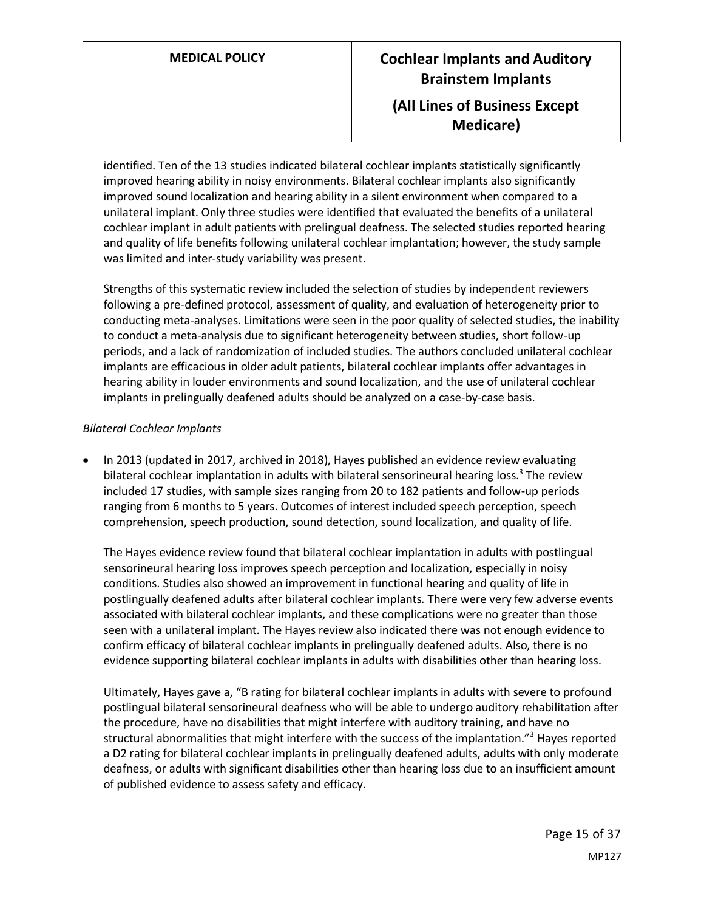identified. Ten of the 13 studies indicated bilateral cochlear implants statistically significantly improved hearing ability in noisy environments. Bilateral cochlear implants also significantly improved sound localization and hearing ability in a silent environment when compared to a unilateral implant. Only three studies were identified that evaluated the benefits of a unilateral cochlear implant in adult patients with prelingual deafness. The selected studies reported hearing and quality of life benefits following unilateral cochlear implantation; however, the study sample was limited and inter-study variability was present.

Strengths of this systematic review included the selection of studies by independent reviewers following a pre-defined protocol, assessment of quality, and evaluation of heterogeneity prior to conducting meta-analyses. Limitations were seen in the poor quality of selected studies, the inability to conduct a meta-analysis due to significant heterogeneity between studies, short follow-up periods, and a lack of randomization of included studies. The authors concluded unilateral cochlear implants are efficacious in older adult patients, bilateral cochlear implants offer advantages in hearing ability in louder environments and sound localization, and the use of unilateral cochlear implants in prelingually deafened adults should be analyzed on a case-by-case basis.

*Bilateral Cochlear Implants*

- In 2013 (updated in 2017, archived in 2018), Hayes published an evidence review evaluating bilateral cochlear implantation in adults with bilateral sensorineural hearing loss.[3] The review included 17 studies, with sample sizes ranging from 20 to 182 patients and follow-up periods ranging from 6 months to 5 years. Outcomes of interest included speech perception, speech comprehension, speech production, sound detection, sound localization, and quality of life.

  The Hayes evidence review found that bilateral cochlear implantation in adults with postlingual sensorineural hearing loss improves speech perception and localization, especially in noisy conditions. Studies also showed an improvement in functional hearing and quality of life in postlingually deafened adults after bilateral cochlear implants. There were very few adverse events associated with bilateral cochlear implants, and these complications were no greater than those seen with a unilateral implant. The Hayes review also indicated there was not enough evidence to confirm efficacy of bilateral cochlear implants in prelingually deafened adults. Also, there is no evidence supporting bilateral cochlear implants in adults with disabilities other than hearing loss.

  Ultimately, Hayes gave a, "B rating for bilateral cochlear implants in adults with severe to profound postlingual bilateral sensorineural deafness who will be able to undergo auditory rehabilitation after the procedure, have no disabilities that might interfere with auditory training, and have no structural abnormalities that might interfere with the success of the implantation."[3] Hayes reported a D2 rating for bilateral cochlear implants in prelingually deafened adults, adults with only moderate deafness, or adults with significant disabilities other than hearing loss due to an insufficient amount of published evidence to assess safety and efficacy.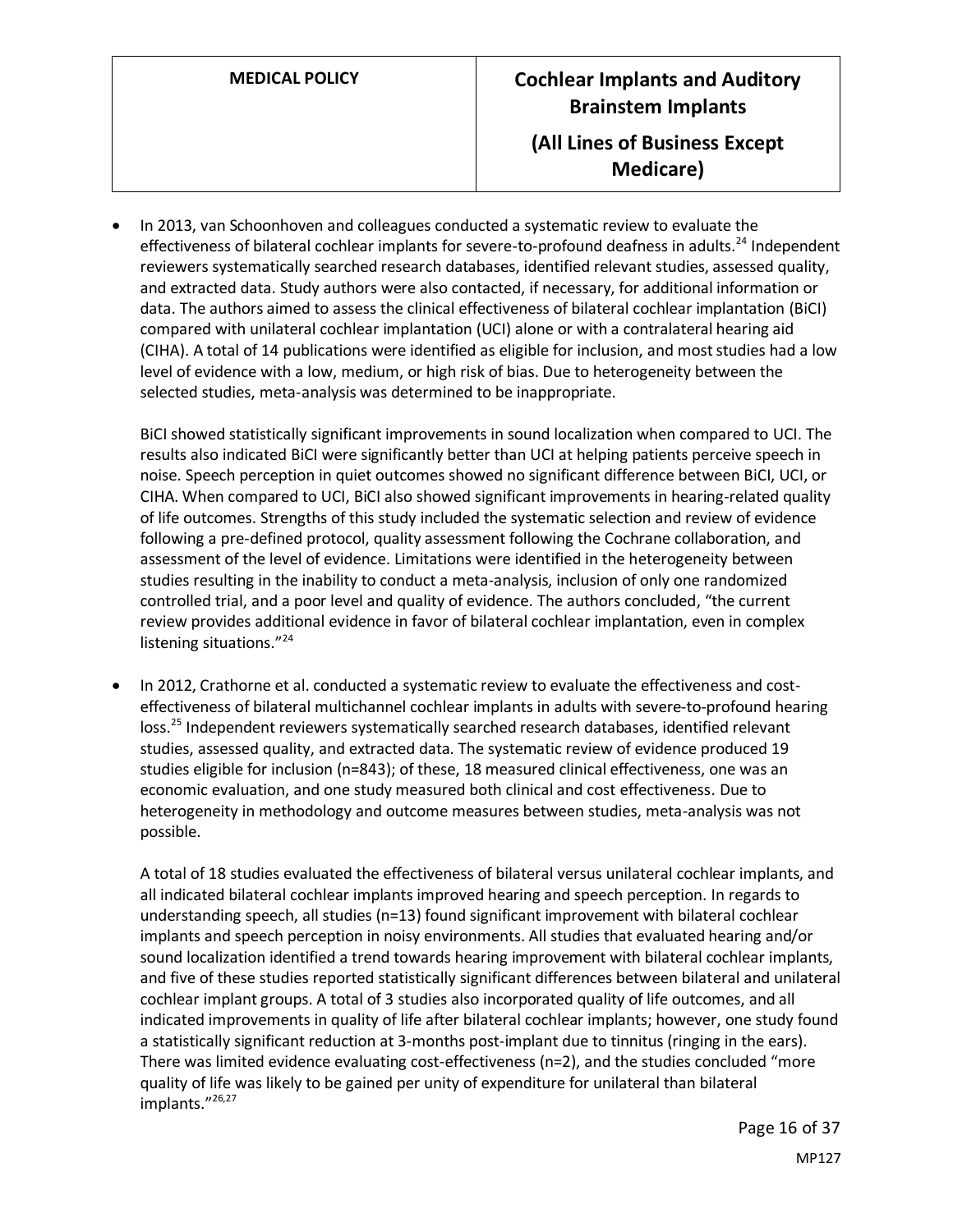- In 2013, van Schoonhoven and colleagues conducted a systematic review to evaluate the effectiveness of bilateral cochlear implants for severe-to-profound deafness in adults.[24] Independent reviewers systematically searched research databases, identified relevant studies, assessed quality, and extracted data. Study authors were also contacted, if necessary, for additional information or data. The authors aimed to assess the clinical effectiveness of bilateral cochlear implantation (BiCI) compared with unilateral cochlear implantation (UCI) alone or with a contralateral hearing aid (CIHA). A total of 14 publications were identified as eligible for inclusion, and most studies had a low level of evidence with a low, medium, or high risk of bias. Due to heterogeneity between the selected studies, meta-analysis was determined to be inappropriate.

  BiCI showed statistically significant improvements in sound localization when compared to UCI. The results also indicated BiCI were significantly better than UCI at helping patients perceive speech in noise. Speech perception in quiet outcomes showed no significant difference between BiCI, UCI, or CIHA. When compared to UCI, BiCI also showed significant improvements in hearing-related quality of life outcomes. Strengths of this study included the systematic selection and review of evidence following a pre-defined protocol, quality assessment following the Cochrane collaboration, and assessment of the level of evidence. Limitations were identified in the heterogeneity between studies resulting in the inability to conduct a meta-analysis, inclusion of only one randomized controlled trial, and a poor level and quality of evidence. The authors concluded, "the current review provides additional evidence in favor of bilateral cochlear implantation, even in complex listening situations."[24]

- In 2012, Crathorne et al. conducted a systematic review to evaluate the effectiveness and cost-effectiveness of bilateral multichannel cochlear implants in adults with severe-to-profound hearing loss.[25] Independent reviewers systematically searched research databases, identified relevant studies, assessed quality, and extracted data. The systematic review of evidence produced 19 studies eligible for inclusion (n=843); of these, 18 measured clinical effectiveness, one was an economic evaluation, and one study measured both clinical and cost effectiveness. Due to heterogeneity in methodology and outcome measures between studies, meta-analysis was not possible.

  A total of 18 studies evaluated the effectiveness of bilateral versus unilateral cochlear implants, and all indicated bilateral cochlear implants improved hearing and speech perception. In regards to understanding speech, all studies (n=13) found significant improvement with bilateral cochlear implants and speech perception in noisy environments. All studies that evaluated hearing and/or sound localization identified a trend towards hearing improvement with bilateral cochlear implants, and five of these studies reported statistically significant differences between bilateral and unilateral cochlear implant groups. A total of 3 studies also incorporated quality of life outcomes, and all indicated improvements in quality of life after bilateral cochlear implants; however, one study found a statistically significant reduction at 3-months post-implant due to tinnitus (ringing in the ears). There was limited evidence evaluating cost-effectiveness (n=2), and the studies concluded "more quality of life was likely to be gained per unity of expenditure for unilateral than bilateral implants."[26,27]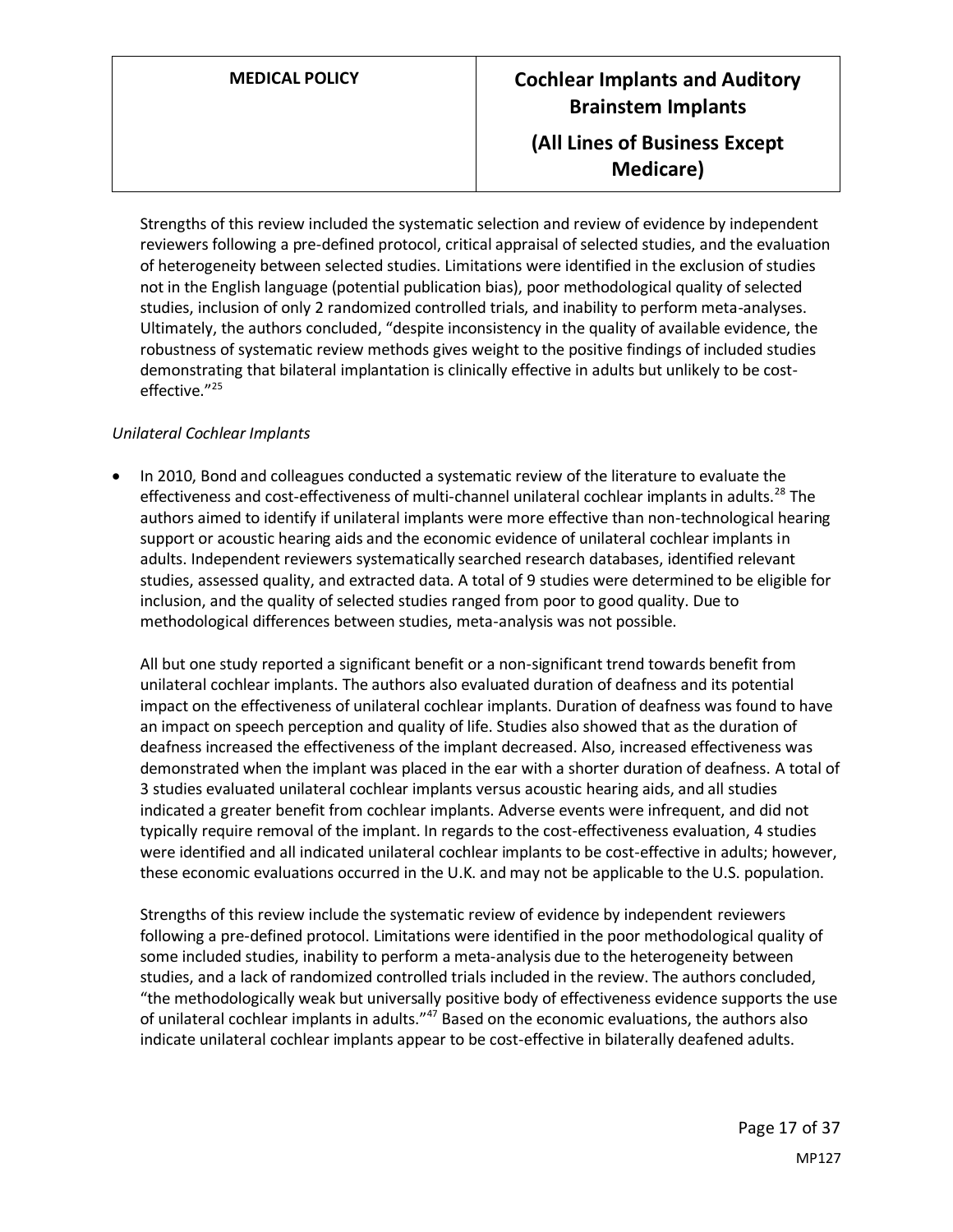Strengths of this review included the systematic selection and review of evidence by independent reviewers following a pre-defined protocol, critical appraisal of selected studies, and the evaluation of heterogeneity between selected studies. Limitations were identified in the exclusion of studies not in the English language (potential publication bias), poor methodological quality of selected studies, inclusion of only 2 randomized controlled trials, and inability to perform meta-analyses. Ultimately, the authors concluded, "despite inconsistency in the quality of available evidence, the robustness of systematic review methods gives weight to the positive findings of included studies demonstrating that bilateral implantation is clinically effective in adults but unlikely to be cost-effective."[25]

*Unilateral Cochlear Implants*

- In 2010, Bond and colleagues conducted a systematic review of the literature to evaluate the effectiveness and cost-effectiveness of multi-channel unilateral cochlear implants in adults.[28] The authors aimed to identify if unilateral implants were more effective than non-technological hearing support or acoustic hearing aids and the economic evidence of unilateral cochlear implants in adults. Independent reviewers systematically searched research databases, identified relevant studies, assessed quality, and extracted data. A total of 9 studies were determined to be eligible for inclusion, and the quality of selected studies ranged from poor to good quality. Due to methodological differences between studies, meta-analysis was not possible.

  All but one study reported a significant benefit or a non-significant trend towards benefit from unilateral cochlear implants. The authors also evaluated duration of deafness and its potential impact on the effectiveness of unilateral cochlear implants. Duration of deafness was found to have an impact on speech perception and quality of life. Studies also showed that as the duration of deafness increased the effectiveness of the implant decreased. Also, increased effectiveness was demonstrated when the implant was placed in the ear with a shorter duration of deafness. A total of 3 studies evaluated unilateral cochlear implants versus acoustic hearing aids, and all studies indicated a greater benefit from cochlear implants. Adverse events were infrequent, and did not typically require removal of the implant. In regards to the cost-effectiveness evaluation, 4 studies were identified and all indicated unilateral cochlear implants to be cost-effective in adults; however, these economic evaluations occurred in the U.K. and may not be applicable to the U.S. population.

  Strengths of this review include the systematic review of evidence by independent reviewers following a pre-defined protocol. Limitations were identified in the poor methodological quality of some included studies, inability to perform a meta-analysis due to the heterogeneity between studies, and a lack of randomized controlled trials included in the review. The authors concluded, "the methodologically weak but universally positive body of effectiveness evidence supports the use of unilateral cochlear implants in adults."[47] Based on the economic evaluations, the authors also indicate unilateral cochlear implants appear to be cost-effective in bilaterally deafened adults.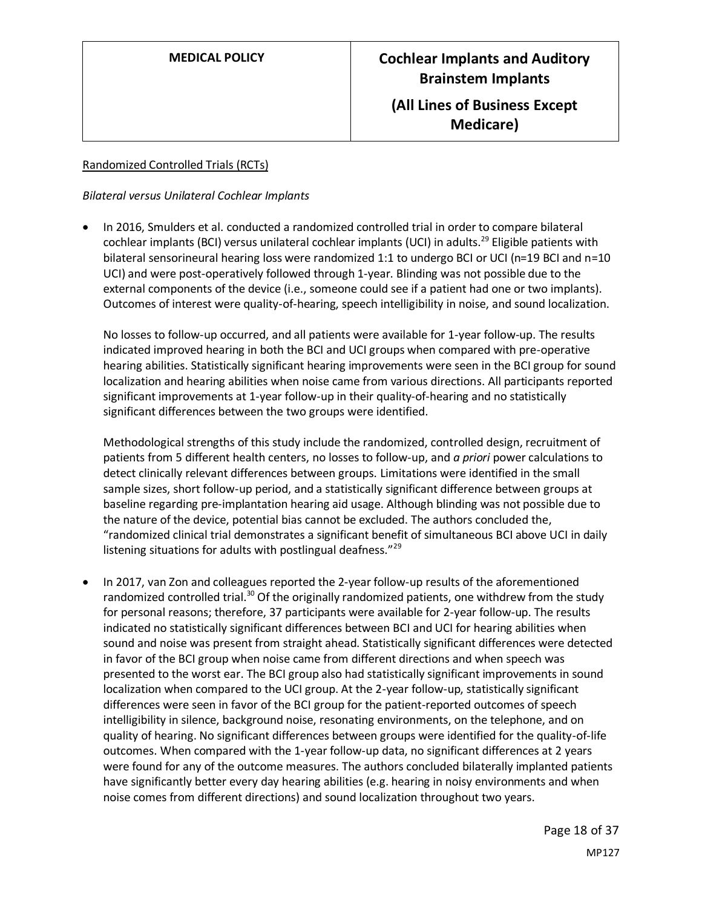Randomized Controlled Trials (RCTs)

*Bilateral versus Unilateral Cochlear Implants*

- In 2016, Smulders et al. conducted a randomized controlled trial in order to compare bilateral cochlear implants (BCI) versus unilateral cochlear implants (UCI) in adults.[29] Eligible patients with bilateral sensorineural hearing loss were randomized 1:1 to undergo BCI or UCI (n=19 BCI and n=10 UCI) and were post-operatively followed through 1-year. Blinding was not possible due to the external components of the device (i.e., someone could see if a patient had one or two implants). Outcomes of interest were quality-of-hearing, speech intelligibility in noise, and sound localization.

  No losses to follow-up occurred, and all patients were available for 1-year follow-up. The results indicated improved hearing in both the BCI and UCI groups when compared with pre-operative hearing abilities. Statistically significant hearing improvements were seen in the BCI group for sound localization and hearing abilities when noise came from various directions. All participants reported significant improvements at 1-year follow-up in their quality-of-hearing and no statistically significant differences between the two groups were identified.

  Methodological strengths of this study include the randomized, controlled design, recruitment of patients from 5 different health centers, no losses to follow-up, and *a priori* power calculations to detect clinically relevant differences between groups. Limitations were identified in the small sample sizes, short follow-up period, and a statistically significant difference between groups at baseline regarding pre-implantation hearing aid usage. Although blinding was not possible due to the nature of the device, potential bias cannot be excluded. The authors concluded the, "randomized clinical trial demonstrates a significant benefit of simultaneous BCI above UCI in daily listening situations for adults with postlingual deafness."[29]

- In 2017, van Zon and colleagues reported the 2-year follow-up results of the aforementioned randomized controlled trial.[30] Of the originally randomized patients, one withdrew from the study for personal reasons; therefore, 37 participants were available for 2-year follow-up. The results indicated no statistically significant differences between BCI and UCI for hearing abilities when sound and noise was present from straight ahead. Statistically significant differences were detected in favor of the BCI group when noise came from different directions and when speech was presented to the worst ear. The BCI group also had statistically significant improvements in sound localization when compared to the UCI group. At the 2-year follow-up, statistically significant differences were seen in favor of the BCI group for the patient-reported outcomes of speech intelligibility in silence, background noise, resonating environments, on the telephone, and on quality of hearing. No significant differences between groups were identified for the quality-of-life outcomes. When compared with the 1-year follow-up data, no significant differences at 2 years were found for any of the outcome measures. The authors concluded bilaterally implanted patients have significantly better every day hearing abilities (e.g. hearing in noisy environments and when noise comes from different directions) and sound localization throughout two years.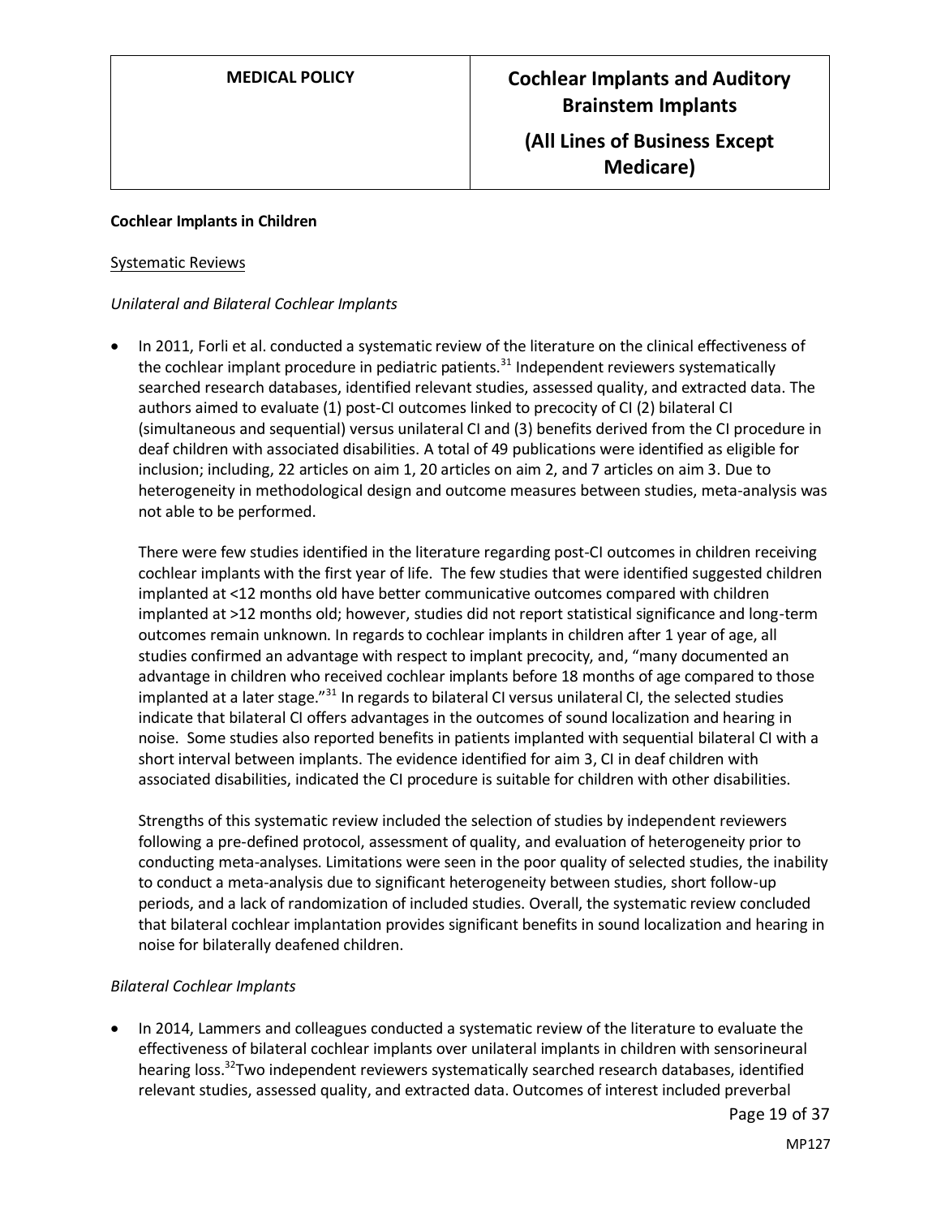**Cochlear Implants in Children**

Systematic Reviews

*Unilateral and Bilateral Cochlear Implants*

- In 2011, Forli et al. conducted a systematic review of the literature on the clinical effectiveness of the cochlear implant procedure in pediatric patients.[31] Independent reviewers systematically searched research databases, identified relevant studies, assessed quality, and extracted data. The authors aimed to evaluate (1) post-CI outcomes linked to precocity of CI (2) bilateral CI (simultaneous and sequential) versus unilateral CI and (3) benefits derived from the CI procedure in deaf children with associated disabilities. A total of 49 publications were identified as eligible for inclusion; including, 22 articles on aim 1, 20 articles on aim 2, and 7 articles on aim 3. Due to heterogeneity in methodological design and outcome measures between studies, meta-analysis was not able to be performed.

  There were few studies identified in the literature regarding post-CI outcomes in children receiving cochlear implants with the first year of life. The few studies that were identified suggested children implanted at <12 months old have better communicative outcomes compared with children implanted at >12 months old; however, studies did not report statistical significance and long-term outcomes remain unknown. In regards to cochlear implants in children after 1 year of age, all studies confirmed an advantage with respect to implant precocity, and, "many documented an advantage in children who received cochlear implants before 18 months of age compared to those implanted at a later stage."[31] In regards to bilateral CI versus unilateral CI, the selected studies indicate that bilateral CI offers advantages in the outcomes of sound localization and hearing in noise. Some studies also reported benefits in patients implanted with sequential bilateral CI with a short interval between implants. The evidence identified for aim 3, CI in deaf children with associated disabilities, indicated the CI procedure is suitable for children with other disabilities.

  Strengths of this systematic review included the selection of studies by independent reviewers following a pre-defined protocol, assessment of quality, and evaluation of heterogeneity prior to conducting meta-analyses. Limitations were seen in the poor quality of selected studies, the inability to conduct a meta-analysis due to significant heterogeneity between studies, short follow-up periods, and a lack of randomization of included studies. Overall, the systematic review concluded that bilateral cochlear implantation provides significant benefits in sound localization and hearing in noise for bilaterally deafened children.

*Bilateral Cochlear Implants*

- In 2014, Lammers and colleagues conducted a systematic review of the literature to evaluate the effectiveness of bilateral cochlear implants over unilateral implants in children with sensorineural hearing loss.[32] Two independent reviewers systematically searched research databases, identified relevant studies, assessed quality, and extracted data. Outcomes of interest included preverbal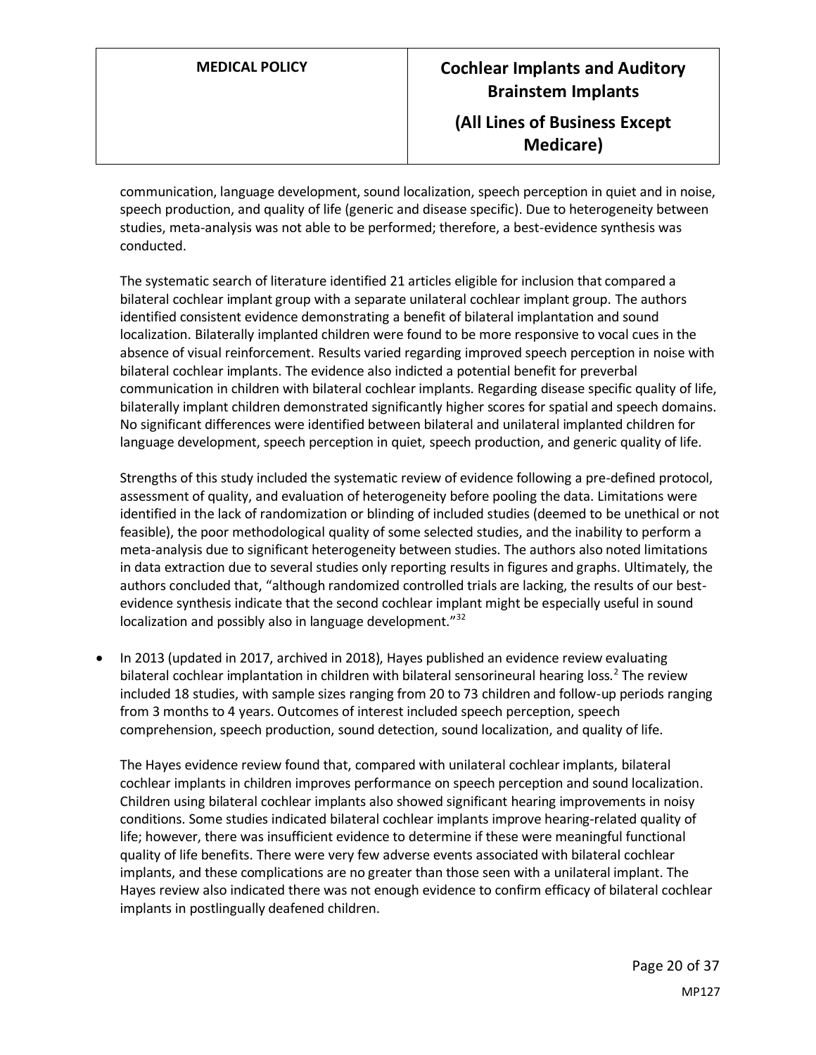communication, language development, sound localization, speech perception in quiet and in noise, speech production, and quality of life (generic and disease specific). Due to heterogeneity between studies, meta-analysis was not able to be performed; therefore, a best-evidence synthesis was conducted.

The systematic search of literature identified 21 articles eligible for inclusion that compared a bilateral cochlear implant group with a separate unilateral cochlear implant group. The authors identified consistent evidence demonstrating a benefit of bilateral implantation and sound localization. Bilaterally implanted children were found to be more responsive to vocal cues in the absence of visual reinforcement. Results varied regarding improved speech perception in noise with bilateral cochlear implants. The evidence also indicted a potential benefit for preverbal communication in children with bilateral cochlear implants. Regarding disease specific quality of life, bilaterally implant children demonstrated significantly higher scores for spatial and speech domains. No significant differences were identified between bilateral and unilateral implanted children for language development, speech perception in quiet, speech production, and generic quality of life.

Strengths of this study included the systematic review of evidence following a pre-defined protocol, assessment of quality, and evaluation of heterogeneity before pooling the data. Limitations were identified in the lack of randomization or blinding of included studies (deemed to be unethical or not feasible), the poor methodological quality of some selected studies, and the inability to perform a meta-analysis due to significant heterogeneity between studies. The authors also noted limitations in data extraction due to several studies only reporting results in figures and graphs. Ultimately, the authors concluded that, "although randomized controlled trials are lacking, the results of our best-evidence synthesis indicate that the second cochlear implant might be especially useful in sound localization and possibly also in language development."[32]

- In 2013 (updated in 2017, archived in 2018), Hayes published an evidence review evaluating bilateral cochlear implantation in children with bilateral sensorineural hearing loss.[2] The review included 18 studies, with sample sizes ranging from 20 to 73 children and follow-up periods ranging from 3 months to 4 years. Outcomes of interest included speech perception, speech comprehension, speech production, sound detection, sound localization, and quality of life.

  The Hayes evidence review found that, compared with unilateral cochlear implants, bilateral cochlear implants in children improves performance on speech perception and sound localization. Children using bilateral cochlear implants also showed significant hearing improvements in noisy conditions. Some studies indicated bilateral cochlear implants improve hearing-related quality of life; however, there was insufficient evidence to determine if these were meaningful functional quality of life benefits. There were very few adverse events associated with bilateral cochlear implants, and these complications are no greater than those seen with a unilateral implant. The Hayes review also indicated there was not enough evidence to confirm efficacy of bilateral cochlear implants in postlingually deafened children.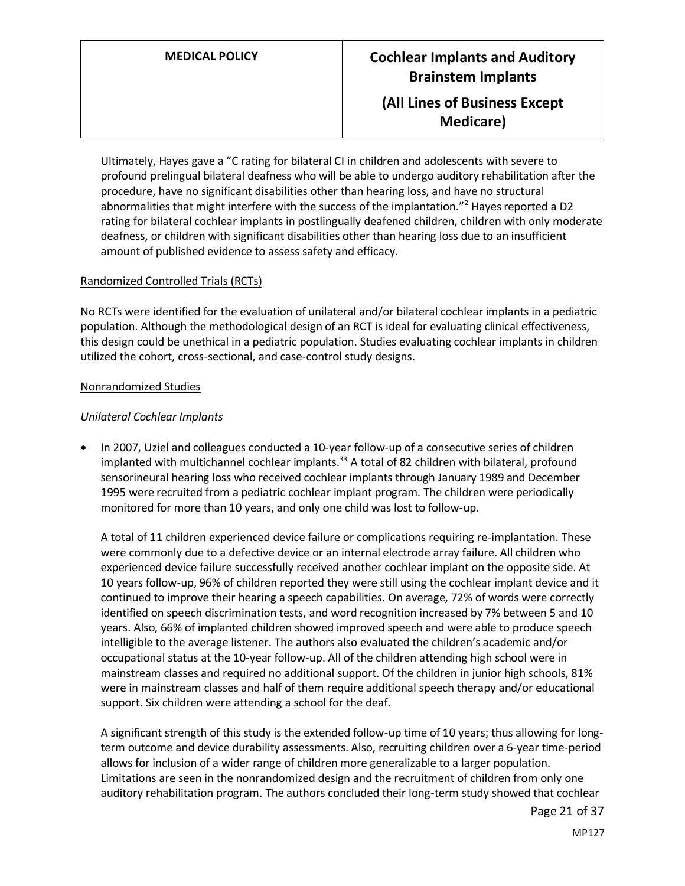Ultimately, Hayes gave a "C rating for bilateral CI in children and adolescents with severe to profound prelingual bilateral deafness who will be able to undergo auditory rehabilitation after the procedure, have no significant disabilities other than hearing loss, and have no structural abnormalities that might interfere with the success of the implantation."[2] Hayes reported a D2 rating for bilateral cochlear implants in postlingually deafened children, children with only moderate deafness, or children with significant disabilities other than hearing loss due to an insufficient amount of published evidence to assess safety and efficacy.

<u>Randomized Controlled Trials (RCTs)</u>

No RCTs were identified for the evaluation of unilateral and/or bilateral cochlear implants in a pediatric population. Although the methodological design of an RCT is ideal for evaluating clinical effectiveness, this design could be unethical in a pediatric population. Studies evaluating cochlear implants in children utilized the cohort, cross-sectional, and case-control study designs.

<u>Nonrandomized Studies</u>

*Unilateral Cochlear Implants*

- In 2007, Uziel and colleagues conducted a 10-year follow-up of a consecutive series of children implanted with multichannel cochlear implants.[33] A total of 82 children with bilateral, profound sensorineural hearing loss who received cochlear implants through January 1989 and December 1995 were recruited from a pediatric cochlear implant program. The children were periodically monitored for more than 10 years, and only one child was lost to follow-up.

  A total of 11 children experienced device failure or complications requiring re-implantation. These were commonly due to a defective device or an internal electrode array failure. All children who experienced device failure successfully received another cochlear implant on the opposite side. At 10 years follow-up, 96% of children reported they were still using the cochlear implant device and it continued to improve their hearing a speech capabilities. On average, 72% of words were correctly identified on speech discrimination tests, and word recognition increased by 7% between 5 and 10 years. Also, 66% of implanted children showed improved speech and were able to produce speech intelligible to the average listener. The authors also evaluated the children's academic and/or occupational status at the 10-year follow-up. All of the children attending high school were in mainstream classes and required no additional support. Of the children in junior high schools, 81% were in mainstream classes and half of them require additional speech therapy and/or educational support. Six children were attending a school for the deaf.

  A significant strength of this study is the extended follow-up time of 10 years; thus allowing for long-term outcome and device durability assessments. Also, recruiting children over a 6-year time-period allows for inclusion of a wider range of children more generalizable to a larger population. Limitations are seen in the nonrandomized design and the recruitment of children from only one auditory rehabilitation program. The authors concluded their long-term study showed that cochlear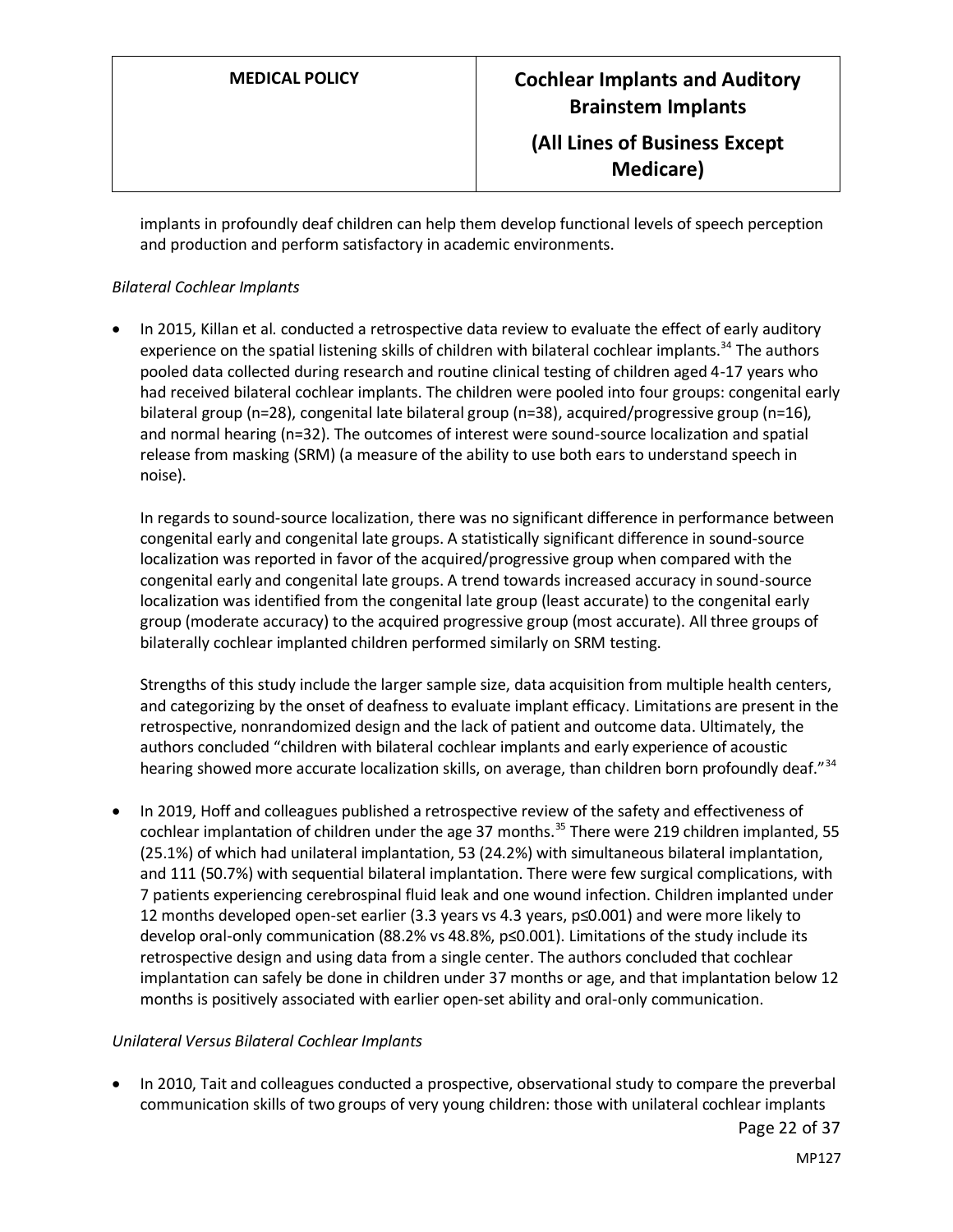implants in profoundly deaf children can help them develop functional levels of speech perception and production and perform satisfactory in academic environments.

*Bilateral Cochlear Implants*

- In 2015, Killan et al. conducted a retrospective data review to evaluate the effect of early auditory experience on the spatial listening skills of children with bilateral cochlear implants.[34] The authors pooled data collected during research and routine clinical testing of children aged 4-17 years who had received bilateral cochlear implants. The children were pooled into four groups: congenital early bilateral group (n=28), congenital late bilateral group (n=38), acquired/progressive group (n=16), and normal hearing (n=32). The outcomes of interest were sound-source localization and spatial release from masking (SRM) (a measure of the ability to use both ears to understand speech in noise).

  In regards to sound-source localization, there was no significant difference in performance between congenital early and congenital late groups. A statistically significant difference in sound-source localization was reported in favor of the acquired/progressive group when compared with the congenital early and congenital late groups. A trend towards increased accuracy in sound-source localization was identified from the congenital late group (least accurate) to the congenital early group (moderate accuracy) to the acquired progressive group (most accurate). All three groups of bilaterally cochlear implanted children performed similarly on SRM testing.

  Strengths of this study include the larger sample size, data acquisition from multiple health centers, and categorizing by the onset of deafness to evaluate implant efficacy. Limitations are present in the retrospective, nonrandomized design and the lack of patient and outcome data. Ultimately, the authors concluded "children with bilateral cochlear implants and early experience of acoustic hearing showed more accurate localization skills, on average, than children born profoundly deaf."[34]

- In 2019, Hoff and colleagues published a retrospective review of the safety and effectiveness of cochlear implantation of children under the age 37 months.[35] There were 219 children implanted, 55 (25.1%) of which had unilateral implantation, 53 (24.2%) with simultaneous bilateral implantation, and 111 (50.7%) with sequential bilateral implantation. There were few surgical complications, with 7 patients experiencing cerebrospinal fluid leak and one wound infection. Children implanted under 12 months developed open-set earlier (3.3 years vs 4.3 years, $p \leq 0.001$) and were more likely to develop oral-only communication (88.2% vs 48.8%, $p \leq 0.001$). Limitations of the study include its retrospective design and using data from a single center. The authors concluded that cochlear implantation can safely be done in children under 37 months or age, and that implantation below 12 months is positively associated with earlier open-set ability and oral-only communication.

*Unilateral Versus Bilateral Cochlear Implants*

- In 2010, Tait and colleagues conducted a prospective, observational study to compare the preverbal communication skills of two groups of very young children: those with unilateral cochlear implants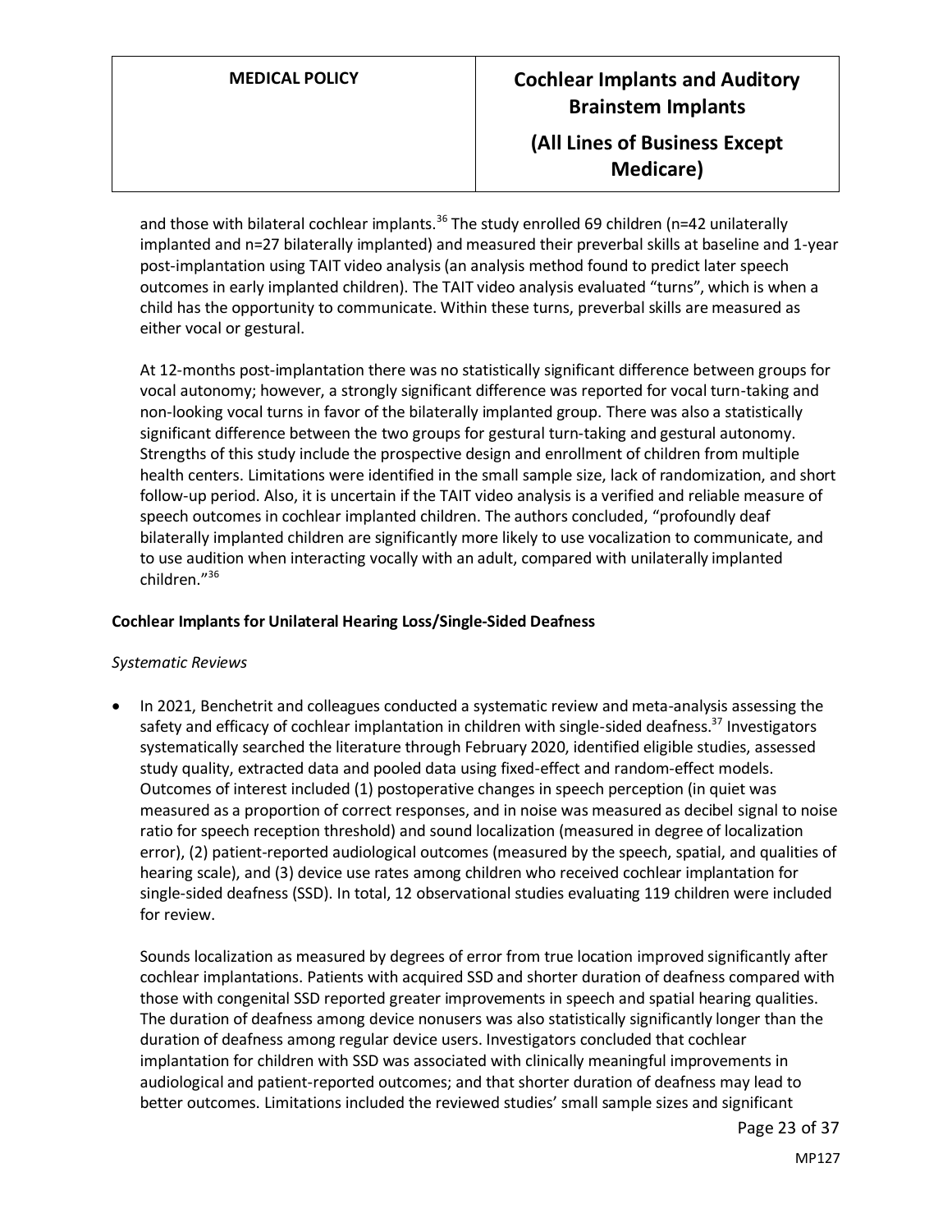and those with bilateral cochlear implants.[36] The study enrolled 69 children (n=42 unilaterally implanted and n=27 bilaterally implanted) and measured their preverbal skills at baseline and 1-year post-implantation using TAIT video analysis (an analysis method found to predict later speech outcomes in early implanted children). The TAIT video analysis evaluated "turns", which is when a child has the opportunity to communicate. Within these turns, preverbal skills are measured as either vocal or gestural.

At 12-months post-implantation there was no statistically significant difference between groups for vocal autonomy; however, a strongly significant difference was reported for vocal turn-taking and non-looking vocal turns in favor of the bilaterally implanted group. There was also a statistically significant difference between the two groups for gestural turn-taking and gestural autonomy. Strengths of this study include the prospective design and enrollment of children from multiple health centers. Limitations were identified in the small sample size, lack of randomization, and short follow-up period. Also, it is uncertain if the TAIT video analysis is a verified and reliable measure of speech outcomes in cochlear implanted children. The authors concluded, "profoundly deaf bilaterally implanted children are significantly more likely to use vocalization to communicate, and to use audition when interacting vocally with an adult, compared with unilaterally implanted children."[36]

**Cochlear Implants for Unilateral Hearing Loss/Single-Sided Deafness**

*Systematic Reviews*

- In 2021, Benchetrit and colleagues conducted a systematic review and meta-analysis assessing the safety and efficacy of cochlear implantation in children with single-sided deafness.[37] Investigators systematically searched the literature through February 2020, identified eligible studies, assessed study quality, extracted data and pooled data using fixed-effect and random-effect models. Outcomes of interest included (1) postoperative changes in speech perception (in quiet was measured as a proportion of correct responses, and in noise was measured as decibel signal to noise ratio for speech reception threshold) and sound localization (measured in degree of localization error), (2) patient-reported audiological outcomes (measured by the speech, spatial, and qualities of hearing scale), and (3) device use rates among children who received cochlear implantation for single-sided deafness (SSD). In total, 12 observational studies evaluating 119 children were included for review.

  Sounds localization as measured by degrees of error from true location improved significantly after cochlear implantations. Patients with acquired SSD and shorter duration of deafness compared with those with congenital SSD reported greater improvements in speech and spatial hearing qualities. The duration of deafness among device nonusers was also statistically significantly longer than the duration of deafness among regular device users. Investigators concluded that cochlear implantation for children with SSD was associated with clinically meaningful improvements in audiological and patient-reported outcomes; and that shorter duration of deafness may lead to better outcomes. Limitations included the reviewed studies' small sample sizes and significant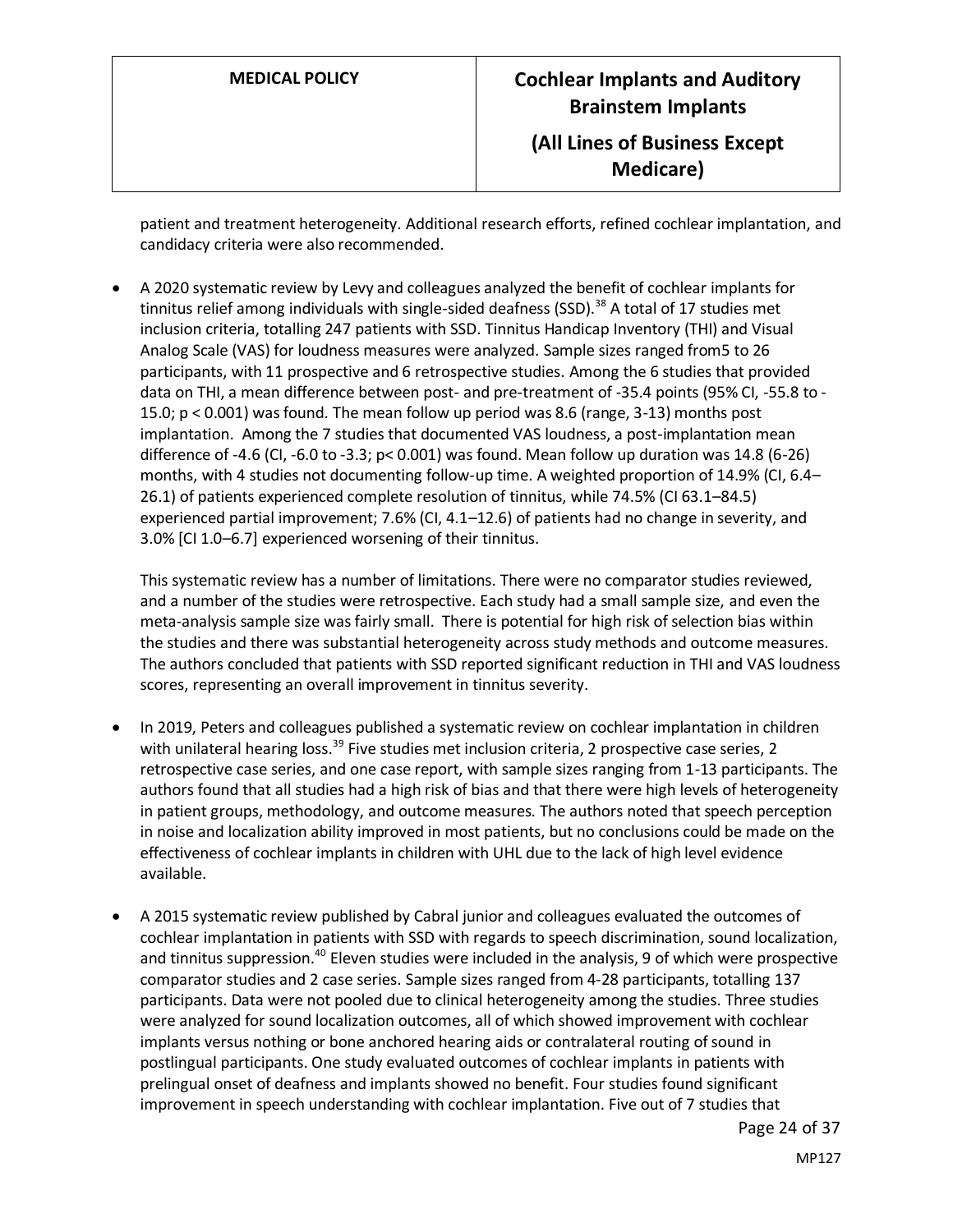patient and treatment heterogeneity. Additional research efforts, refined cochlear implantation, and candidacy criteria were also recommended.

- A 2020 systematic review by Levy and colleagues analyzed the benefit of cochlear implants for tinnitus relief among individuals with single-sided deafness (SSD).[38] A total of 17 studies met inclusion criteria, totalling 247 patients with SSD. Tinnitus Handicap Inventory (THI) and Visual Analog Scale (VAS) for loudness measures were analyzed. Sample sizes ranged from5 to 26 participants, with 11 prospective and 6 retrospective studies. Among the 6 studies that provided data on THI, a mean difference between post- and pre-treatment of -35.4 points (95% CI, -55.8 to -15.0; $p < 0.001$) was found. The mean follow up period was 8.6 (range, 3-13) months post implantation. Among the 7 studies that documented VAS loudness, a post-implantation mean difference of -4.6 (CI, -6.0 to -3.3; $p< 0.001$) was found. Mean follow up duration was 14.8 (6-26) months, with 4 studies not documenting follow-up time. A weighted proportion of 14.9% (CI, 6.4–26.1) of patients experienced complete resolution of tinnitus, while 74.5% (CI 63.1–84.5) experienced partial improvement; 7.6% (CI, 4.1–12.6) of patients had no change in severity, and 3.0% [CI 1.0–6.7] experienced worsening of their tinnitus.

  This systematic review has a number of limitations. There were no comparator studies reviewed, and a number of the studies were retrospective. Each study had a small sample size, and even the meta-analysis sample size was fairly small. There is potential for high risk of selection bias within the studies and there was substantial heterogeneity across study methods and outcome measures. The authors concluded that patients with SSD reported significant reduction in THI and VAS loudness scores, representing an overall improvement in tinnitus severity.

- In 2019, Peters and colleagues published a systematic review on cochlear implantation in children with unilateral hearing loss.[39] Five studies met inclusion criteria, 2 prospective case series, 2 retrospective case series, and one case report, with sample sizes ranging from 1-13 participants. The authors found that all studies had a high risk of bias and that there were high levels of heterogeneity in patient groups, methodology, and outcome measures. The authors noted that speech perception in noise and localization ability improved in most patients, but no conclusions could be made on the effectiveness of cochlear implants in children with UHL due to the lack of high level evidence available.

- A 2015 systematic review published by Cabral junior and colleagues evaluated the outcomes of cochlear implantation in patients with SSD with regards to speech discrimination, sound localization, and tinnitus suppression.[40] Eleven studies were included in the analysis, 9 of which were prospective comparator studies and 2 case series. Sample sizes ranged from 4-28 participants, totalling 137 participants. Data were not pooled due to clinical heterogeneity among the studies. Three studies were analyzed for sound localization outcomes, all of which showed improvement with cochlear implants versus nothing or bone anchored hearing aids or contralateral routing of sound in postlingual participants. One study evaluated outcomes of cochlear implants in patients with prelingual onset of deafness and implants showed no benefit. Four studies found significant improvement in speech understanding with cochlear implantation. Five out of 7 studies that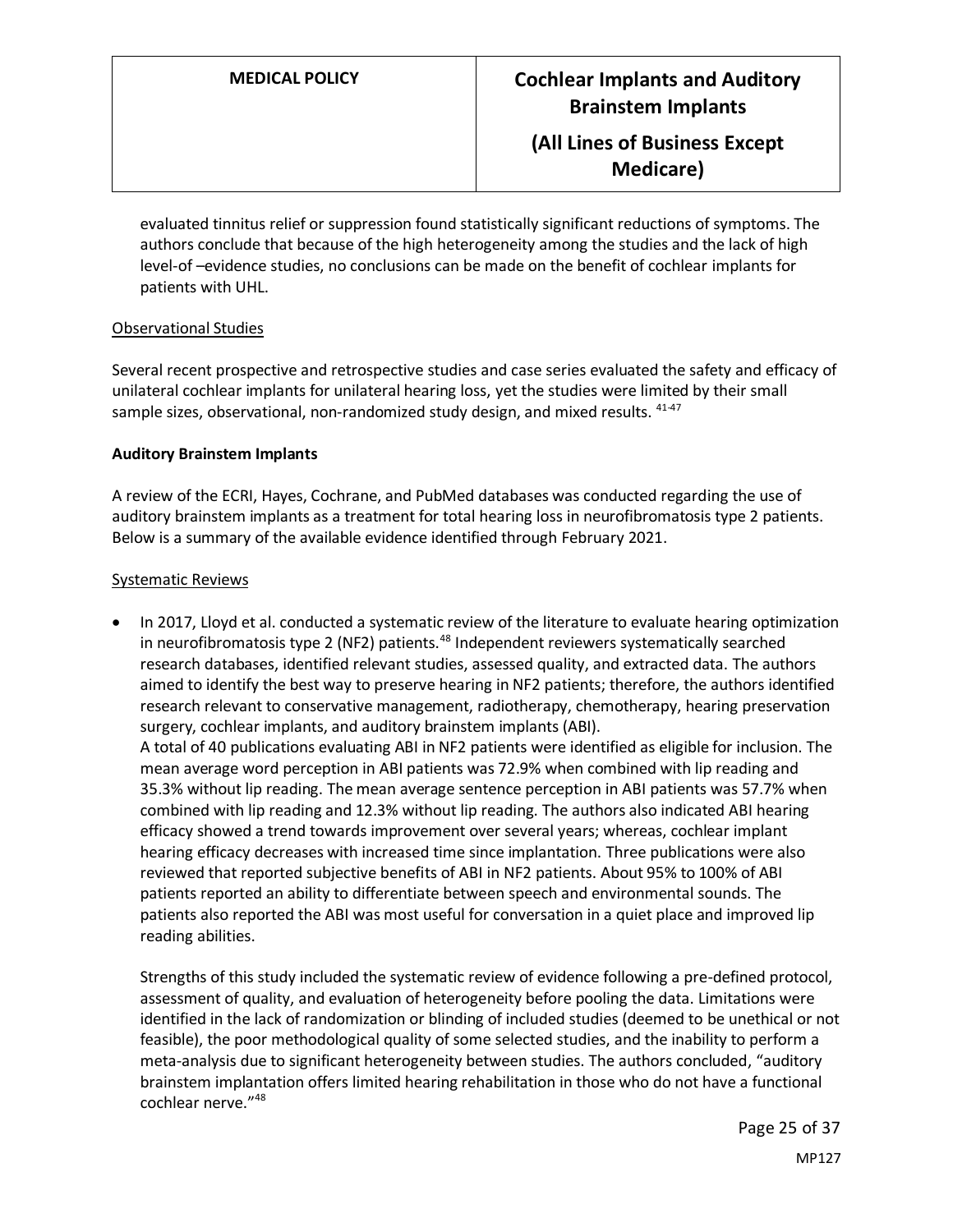evaluated tinnitus relief or suppression found statistically significant reductions of symptoms. The authors conclude that because of the high heterogeneity among the studies and the lack of high level-of –evidence studies, no conclusions can be made on the benefit of cochlear implants for patients with UHL.

Observational Studies

Several recent prospective and retrospective studies and case series evaluated the safety and efficacy of unilateral cochlear implants for unilateral hearing loss, yet the studies were limited by their small sample sizes, observational, non-randomized study design, and mixed results. [41-47]

**Auditory Brainstem Implants**

A review of the ECRI, Hayes, Cochrane, and PubMed databases was conducted regarding the use of auditory brainstem implants as a treatment for total hearing loss in neurofibromatosis type 2 patients. Below is a summary of the available evidence identified through February 2021.

Systematic Reviews

- In 2017, Lloyd et al. conducted a systematic review of the literature to evaluate hearing optimization in neurofibromatosis type 2 (NF2) patients.[48] Independent reviewers systematically searched research databases, identified relevant studies, assessed quality, and extracted data. The authors aimed to identify the best way to preserve hearing in NF2 patients; therefore, the authors identified research relevant to conservative management, radiotherapy, chemotherapy, hearing preservation surgery, cochlear implants, and auditory brainstem implants (ABI).
  A total of 40 publications evaluating ABI in NF2 patients were identified as eligible for inclusion. The mean average word perception in ABI patients was 72.9% when combined with lip reading and 35.3% without lip reading. The mean average sentence perception in ABI patients was 57.7% when combined with lip reading and 12.3% without lip reading. The authors also indicated ABI hearing efficacy showed a trend towards improvement over several years; whereas, cochlear implant hearing efficacy decreases with increased time since implantation. Three publications were also reviewed that reported subjective benefits of ABI in NF2 patients. About 95% to 100% of ABI patients reported an ability to differentiate between speech and environmental sounds. The patients also reported the ABI was most useful for conversation in a quiet place and improved lip reading abilities.

  Strengths of this study included the systematic review of evidence following a pre-defined protocol, assessment of quality, and evaluation of heterogeneity before pooling the data. Limitations were identified in the lack of randomization or blinding of included studies (deemed to be unethical or not feasible), the poor methodological quality of some selected studies, and the inability to perform a meta-analysis due to significant heterogeneity between studies. The authors concluded, "auditory brainstem implantation offers limited hearing rehabilitation in those who do not have a functional cochlear nerve."[48]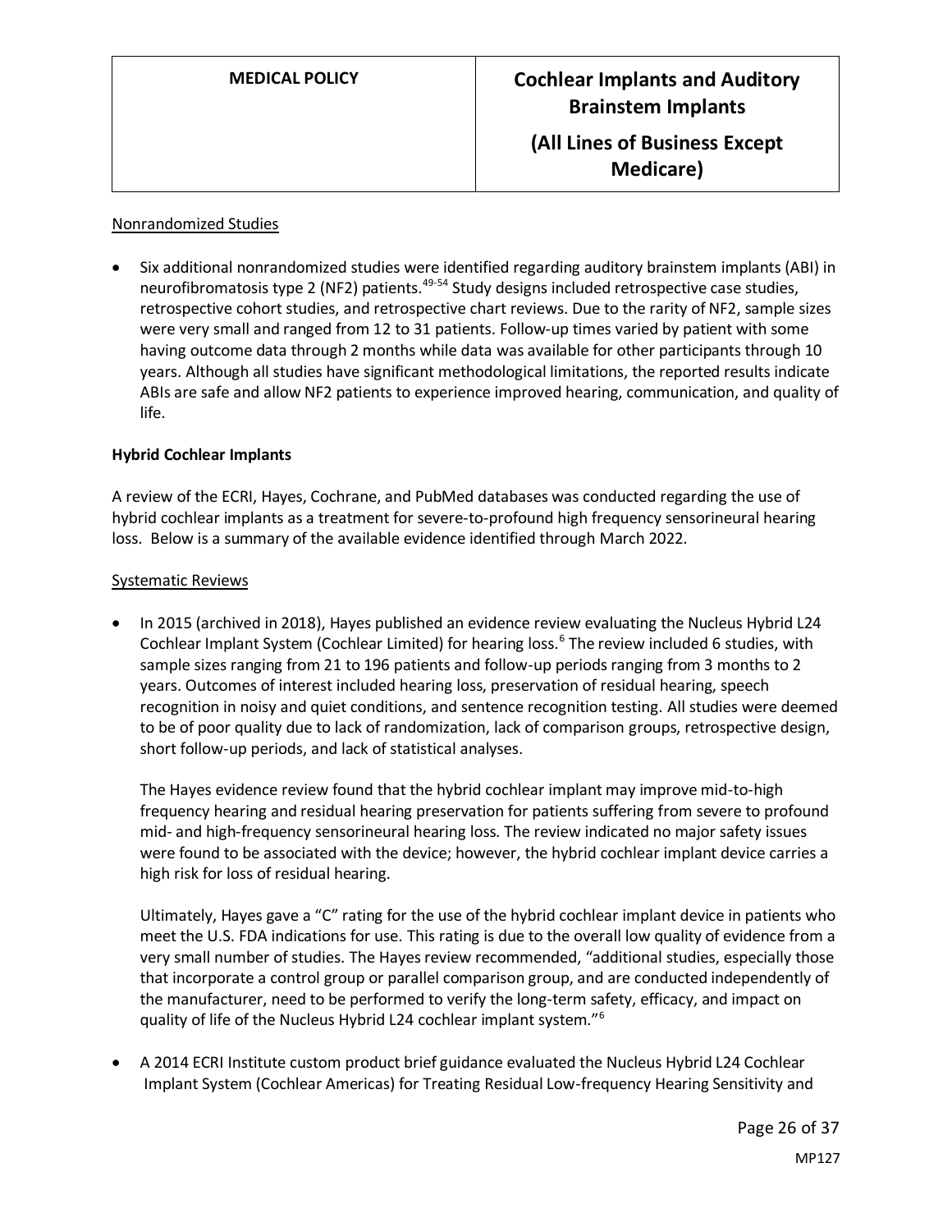Nonrandomized Studies

- Six additional nonrandomized studies were identified regarding auditory brainstem implants (ABI) in neurofibromatosis type 2 (NF2) patients.[49-54] Study designs included retrospective case studies, retrospective cohort studies, and retrospective chart reviews. Due to the rarity of NF2, sample sizes were very small and ranged from 12 to 31 patients. Follow-up times varied by patient with some having outcome data through 2 months while data was available for other participants through 10 years. Although all studies have significant methodological limitations, the reported results indicate ABIs are safe and allow NF2 patients to experience improved hearing, communication, and quality of life.

**Hybrid Cochlear Implants**

A review of the ECRI, Hayes, Cochrane, and PubMed databases was conducted regarding the use of hybrid cochlear implants as a treatment for severe-to-profound high frequency sensorineural hearing loss. Below is a summary of the available evidence identified through March 2022.

Systematic Reviews

- In 2015 (archived in 2018), Hayes published an evidence review evaluating the Nucleus Hybrid L24 Cochlear Implant System (Cochlear Limited) for hearing loss.[6] The review included 6 studies, with sample sizes ranging from 21 to 196 patients and follow-up periods ranging from 3 months to 2 years. Outcomes of interest included hearing loss, preservation of residual hearing, speech recognition in noisy and quiet conditions, and sentence recognition testing. All studies were deemed to be of poor quality due to lack of randomization, lack of comparison groups, retrospective design, short follow-up periods, and lack of statistical analyses.

  The Hayes evidence review found that the hybrid cochlear implant may improve mid-to-high frequency hearing and residual hearing preservation for patients suffering from severe to profound mid- and high-frequency sensorineural hearing loss. The review indicated no major safety issues were found to be associated with the device; however, the hybrid cochlear implant device carries a high risk for loss of residual hearing.

  Ultimately, Hayes gave a "C" rating for the use of the hybrid cochlear implant device in patients who meet the U.S. FDA indications for use. This rating is due to the overall low quality of evidence from a very small number of studies. The Hayes review recommended, "additional studies, especially those that incorporate a control group or parallel comparison group, and are conducted independently of the manufacturer, need to be performed to verify the long-term safety, efficacy, and impact on quality of life of the Nucleus Hybrid L24 cochlear implant system."[6]

- A 2014 ECRI Institute custom product brief guidance evaluated the Nucleus Hybrid L24 Cochlear Implant System (Cochlear Americas) for Treating Residual Low-frequency Hearing Sensitivity and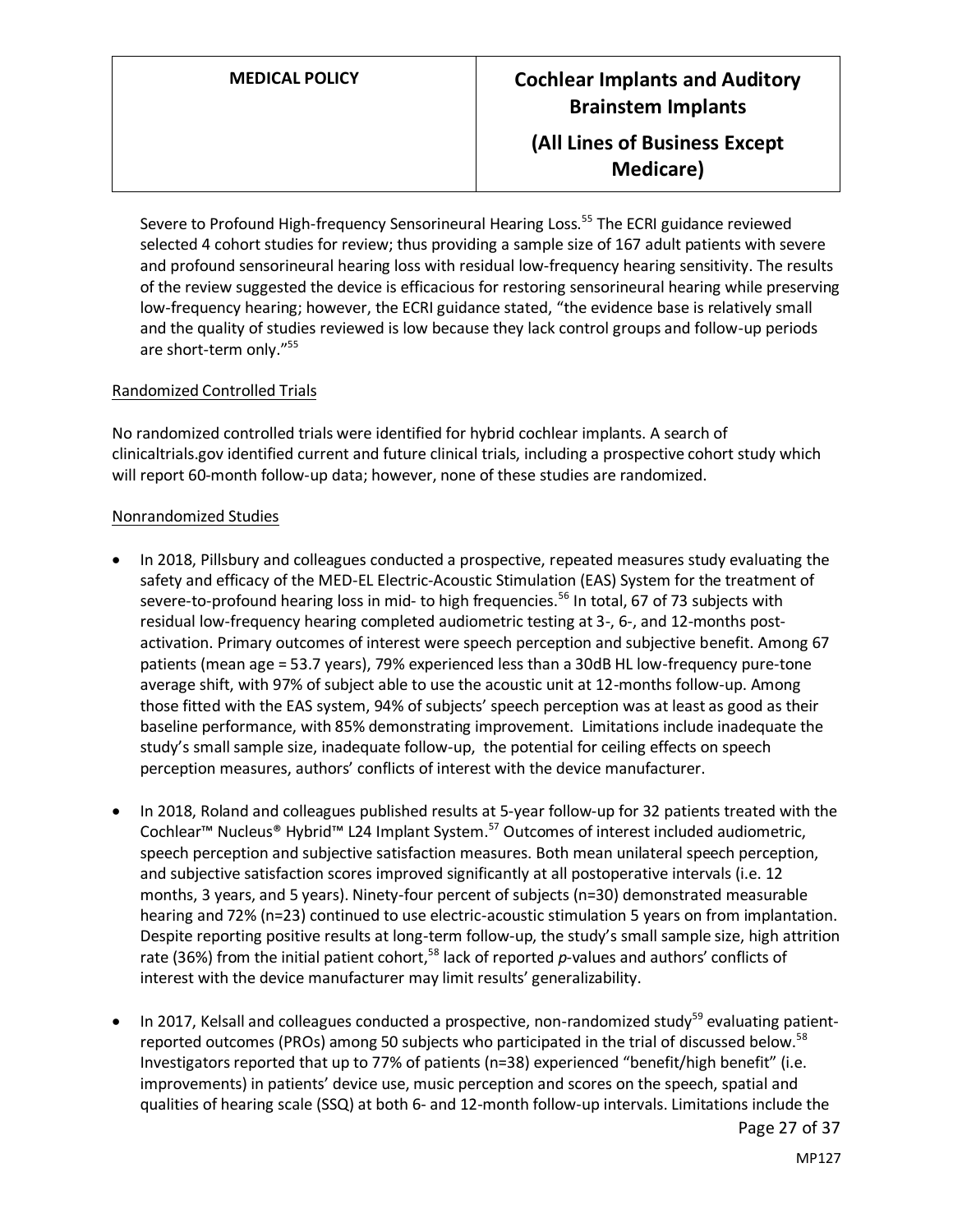Severe to Profound High-frequency Sensorineural Hearing Loss.[55] The ECRI guidance reviewed selected 4 cohort studies for review; thus providing a sample size of 167 adult patients with severe and profound sensorineural hearing loss with residual low-frequency hearing sensitivity. The results of the review suggested the device is efficacious for restoring sensorineural hearing while preserving low-frequency hearing; however, the ECRI guidance stated, "the evidence base is relatively small and the quality of studies reviewed is low because they lack control groups and follow-up periods are short-term only."[55]

Randomized Controlled Trials

No randomized controlled trials were identified for hybrid cochlear implants. A search of clinicaltrials.gov identified current and future clinical trials, including a prospective cohort study which will report 60-month follow-up data; however, none of these studies are randomized.

Nonrandomized Studies

- In 2018, Pillsbury and colleagues conducted a prospective, repeated measures study evaluating the safety and efficacy of the MED-EL Electric-Acoustic Stimulation (EAS) System for the treatment of severe-to-profound hearing loss in mid- to high frequencies.[56] In total, 67 of 73 subjects with residual low-frequency hearing completed audiometric testing at 3-, 6-, and 12-months post-activation. Primary outcomes of interest were speech perception and subjective benefit. Among 67 patients (mean age = 53.7 years), 79% experienced less than a 30dB HL low-frequency pure-tone average shift, with 97% of subject able to use the acoustic unit at 12-months follow-up. Among those fitted with the EAS system, 94% of subjects' speech perception was at least as good as their baseline performance, with 85% demonstrating improvement. Limitations include inadequate the study's small sample size, inadequate follow-up, the potential for ceiling effects on speech perception measures, authors' conflicts of interest with the device manufacturer.

- In 2018, Roland and colleagues published results at 5-year follow-up for 32 patients treated with the Cochlear™ Nucleus® Hybrid™ L24 Implant System.[57] Outcomes of interest included audiometric, speech perception and subjective satisfaction measures. Both mean unilateral speech perception, and subjective satisfaction scores improved significantly at all postoperative intervals (i.e. 12 months, 3 years, and 5 years). Ninety-four percent of subjects (n=30) demonstrated measurable hearing and 72% (n=23) continued to use electric-acoustic stimulation 5 years on from implantation. Despite reporting positive results at long-term follow-up, the study's small sample size, high attrition rate (36%) from the initial patient cohort,[58] lack of reported *p*-values and authors' conflicts of interest with the device manufacturer may limit results' generalizability.

- In 2017, Kelsall and colleagues conducted a prospective, non-randomized study[59] evaluating patient-reported outcomes (PROs) among 50 subjects who participated in the trial of discussed below.[58] Investigators reported that up to 77% of patients (n=38) experienced "benefit/high benefit" (i.e. improvements) in patients' device use, music perception and scores on the speech, spatial and qualities of hearing scale (SSQ) at both 6- and 12-month follow-up intervals. Limitations include the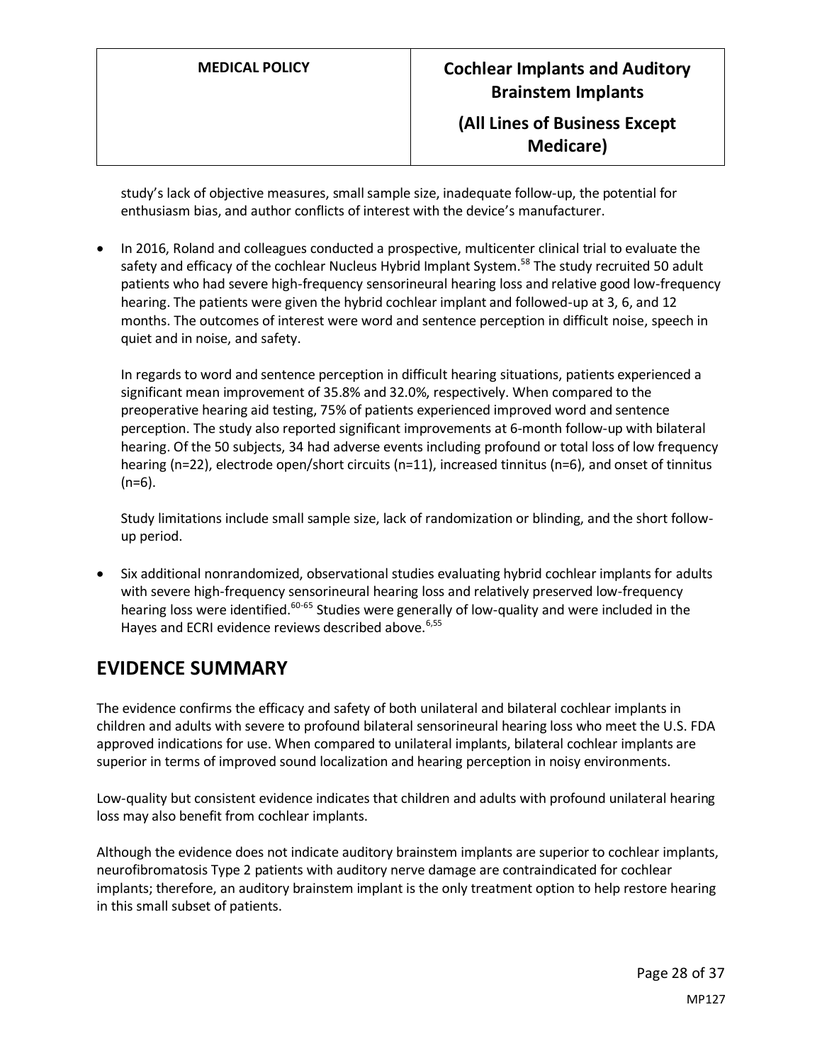study's lack of objective measures, small sample size, inadequate follow-up, the potential for enthusiasm bias, and author conflicts of interest with the device's manufacturer.

- In 2016, Roland and colleagues conducted a prospective, multicenter clinical trial to evaluate the safety and efficacy of the cochlear Nucleus Hybrid Implant System.[58] The study recruited 50 adult patients who had severe high-frequency sensorineural hearing loss and relative good low-frequency hearing. The patients were given the hybrid cochlear implant and followed-up at 3, 6, and 12 months. The outcomes of interest were word and sentence perception in difficult noise, speech in quiet and in noise, and safety.

  In regards to word and sentence perception in difficult hearing situations, patients experienced a significant mean improvement of 35.8% and 32.0%, respectively. When compared to the preoperative hearing aid testing, 75% of patients experienced improved word and sentence perception. The study also reported significant improvements at 6-month follow-up with bilateral hearing. Of the 50 subjects, 34 had adverse events including profound or total loss of low frequency hearing (n=22), electrode open/short circuits (n=11), increased tinnitus (n=6), and onset of tinnitus (n=6).

  Study limitations include small sample size, lack of randomization or blinding, and the short follow-up period.

- Six additional nonrandomized, observational studies evaluating hybrid cochlear implants for adults with severe high-frequency sensorineural hearing loss and relatively preserved low-frequency hearing loss were identified.[60-65] Studies were generally of low-quality and were included in the Hayes and ECRI evidence reviews described above.[6,55]

## EVIDENCE SUMMARY

The evidence confirms the efficacy and safety of both unilateral and bilateral cochlear implants in children and adults with severe to profound bilateral sensorineural hearing loss who meet the U.S. FDA approved indications for use. When compared to unilateral implants, bilateral cochlear implants are superior in terms of improved sound localization and hearing perception in noisy environments.

Low-quality but consistent evidence indicates that children and adults with profound unilateral hearing loss may also benefit from cochlear implants.

Although the evidence does not indicate auditory brainstem implants are superior to cochlear implants, neurofibromatosis Type 2 patients with auditory nerve damage are contraindicated for cochlear implants; therefore, an auditory brainstem implant is the only treatment option to help restore hearing in this small subset of patients.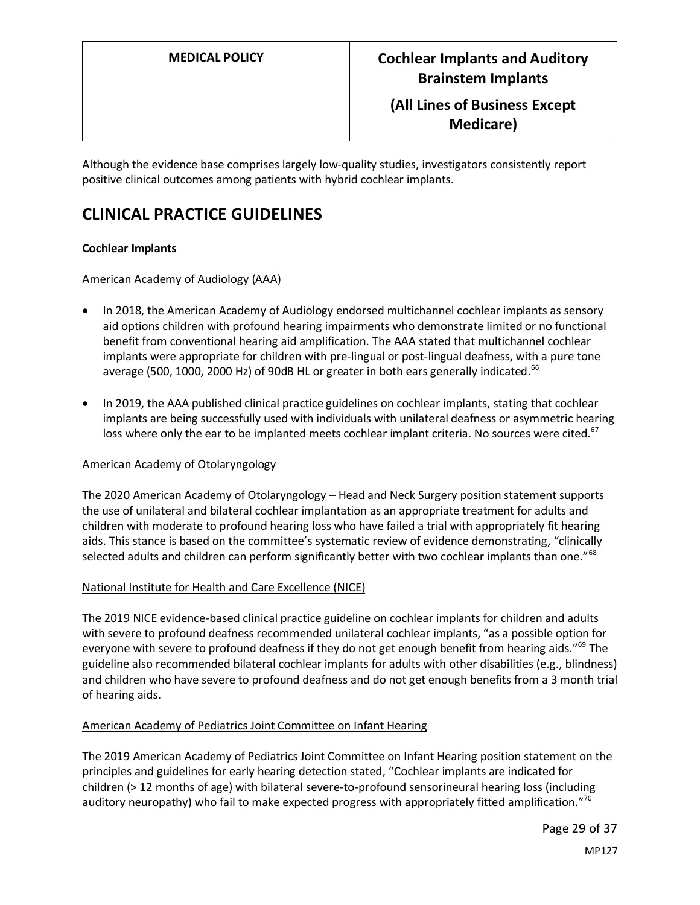Although the evidence base comprises largely low-quality studies, investigators consistently report positive clinical outcomes among patients with hybrid cochlear implants.

# CLINICAL PRACTICE GUIDELINES

**Cochlear Implants**

American Academy of Audiology (AAA)

- In 2018, the American Academy of Audiology endorsed multichannel cochlear implants as sensory aid options children with profound hearing impairments who demonstrate limited or no functional benefit from conventional hearing aid amplification. The AAA stated that multichannel cochlear implants were appropriate for children with pre-lingual or post-lingual deafness, with a pure tone average (500, 1000, 2000 Hz) of 90dB HL or greater in both ears generally indicated.[66]
- In 2019, the AAA published clinical practice guidelines on cochlear implants, stating that cochlear implants are being successfully used with individuals with unilateral deafness or asymmetric hearing loss where only the ear to be implanted meets cochlear implant criteria. No sources were cited.[67]

American Academy of Otolaryngology

The 2020 American Academy of Otolaryngology – Head and Neck Surgery position statement supports the use of unilateral and bilateral cochlear implantation as an appropriate treatment for adults and children with moderate to profound hearing loss who have failed a trial with appropriately fit hearing aids. This stance is based on the committee's systematic review of evidence demonstrating, "clinically selected adults and children can perform significantly better with two cochlear implants than one."[68]

National Institute for Health and Care Excellence (NICE)

The 2019 NICE evidence-based clinical practice guideline on cochlear implants for children and adults with severe to profound deafness recommended unilateral cochlear implants, "as a possible option for everyone with severe to profound deafness if they do not get enough benefit from hearing aids."[69] The guideline also recommended bilateral cochlear implants for adults with other disabilities (e.g., blindness) and children who have severe to profound deafness and do not get enough benefits from a 3 month trial of hearing aids.

American Academy of Pediatrics Joint Committee on Infant Hearing

The 2019 American Academy of Pediatrics Joint Committee on Infant Hearing position statement on the principles and guidelines for early hearing detection stated, "Cochlear implants are indicated for children (> 12 months of age) with bilateral severe-to-profound sensorineural hearing loss (including auditory neuropathy) who fail to make expected progress with appropriately fitted amplification."[70]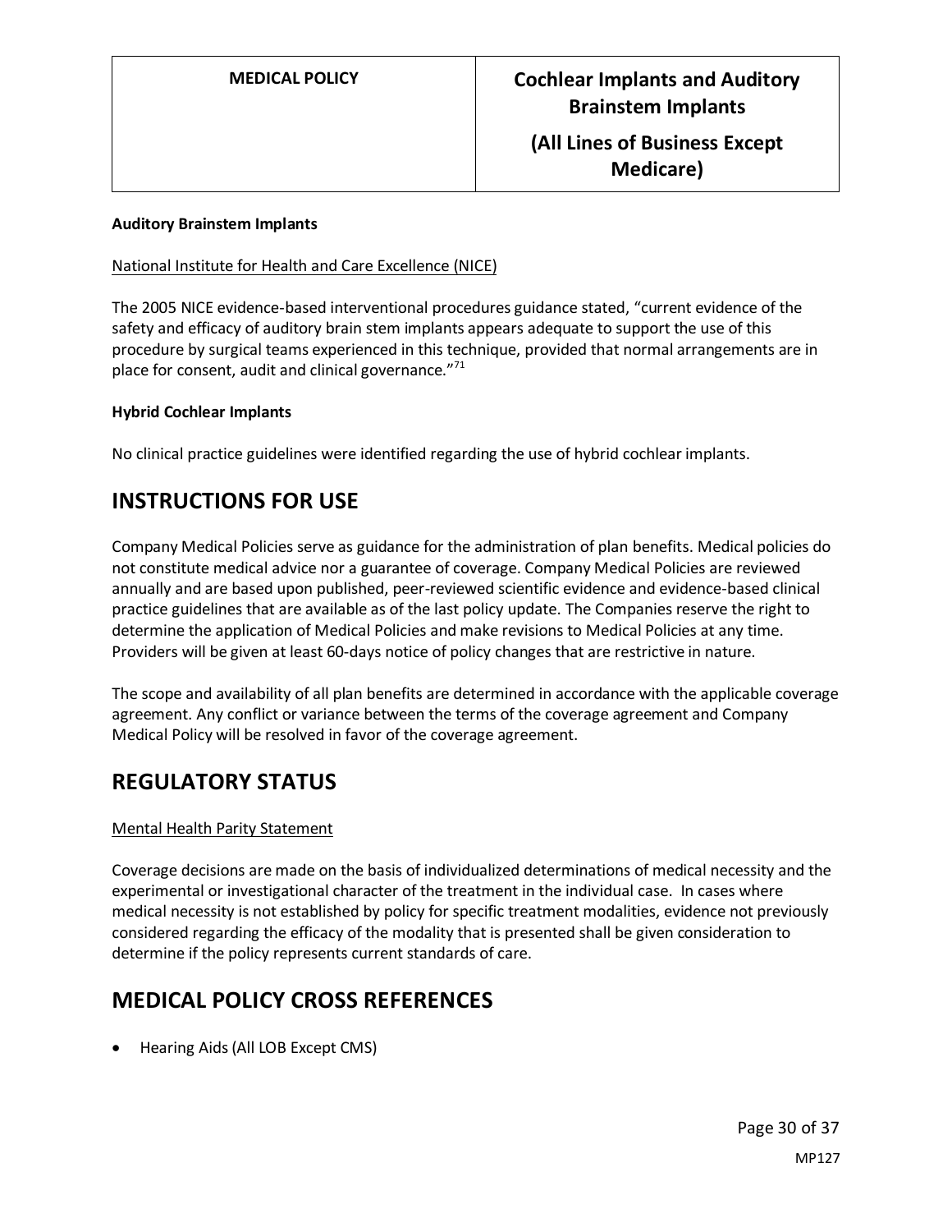**Auditory Brainstem Implants**

National Institute for Health and Care Excellence (NICE)

The 2005 NICE evidence-based interventional procedures guidance stated, "current evidence of the safety and efficacy of auditory brain stem implants appears adequate to support the use of this procedure by surgical teams experienced in this technique, provided that normal arrangements are in place for consent, audit and clinical governance."[71]

**Hybrid Cochlear Implants**

No clinical practice guidelines were identified regarding the use of hybrid cochlear implants.

# INSTRUCTIONS FOR USE

Company Medical Policies serve as guidance for the administration of plan benefits. Medical policies do not constitute medical advice nor a guarantee of coverage. Company Medical Policies are reviewed annually and are based upon published, peer-reviewed scientific evidence and evidence-based clinical practice guidelines that are available as of the last policy update. The Companies reserve the right to determine the application of Medical Policies and make revisions to Medical Policies at any time. Providers will be given at least 60-days notice of policy changes that are restrictive in nature.

The scope and availability of all plan benefits are determined in accordance with the applicable coverage agreement. Any conflict or variance between the terms of the coverage agreement and Company Medical Policy will be resolved in favor of the coverage agreement.

# REGULATORY STATUS

Mental Health Parity Statement

Coverage decisions are made on the basis of individualized determinations of medical necessity and the experimental or investigational character of the treatment in the individual case. In cases where medical necessity is not established by policy for specific treatment modalities, evidence not previously considered regarding the efficacy of the modality that is presented shall be given consideration to determine if the policy represents current standards of care.

# MEDICAL POLICY CROSS REFERENCES

- Hearing Aids (All LOB Except CMS)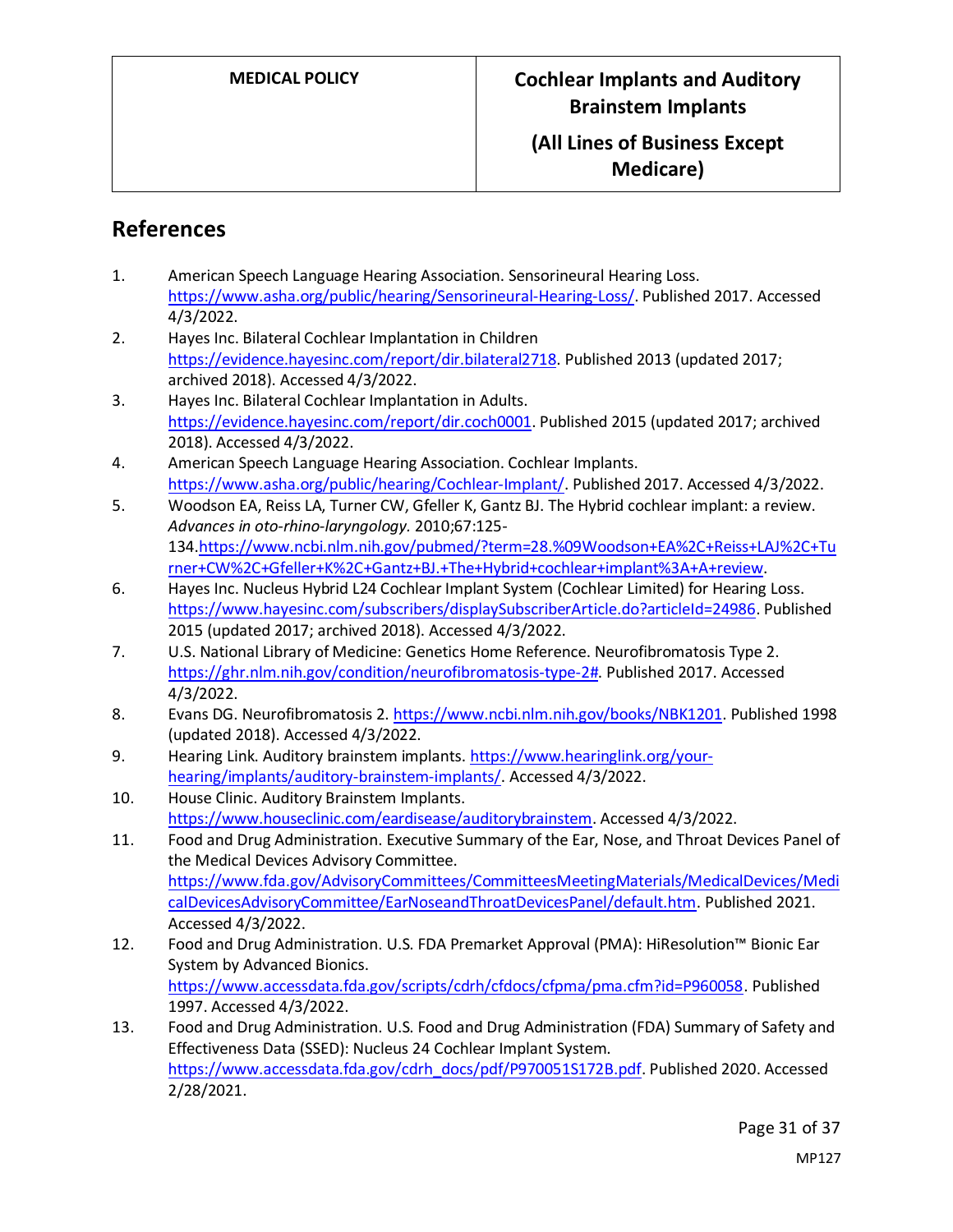## References

1. American Speech Language Hearing Association. Sensorineural Hearing Loss. https://www.asha.org/public/hearing/Sensorineural-Hearing-Loss/. Published 2017. Accessed 4/3/2022.
2. Hayes Inc. Bilateral Cochlear Implantation in Children https://evidence.hayesinc.com/report/dir.bilateral2718. Published 2013 (updated 2017; archived 2018). Accessed 4/3/2022.
3. Hayes Inc. Bilateral Cochlear Implantation in Adults. https://evidence.hayesinc.com/report/dir.coch0001. Published 2015 (updated 2017; archived 2018). Accessed 4/3/2022.
4. American Speech Language Hearing Association. Cochlear Implants. https://www.asha.org/public/hearing/Cochlear-Implant/. Published 2017. Accessed 4/3/2022.
5. Woodson EA, Reiss LA, Turner CW, Gfeller K, Gantz BJ. The Hybrid cochlear implant: a review. *Advances in oto-rhino-laryngology.* 2010;67:125-134.https://www.ncbi.nlm.nih.gov/pubmed/?term=28.%09Woodson+EA%2C+Reiss+LAJ%2C+Turner+CW%2C+Gfeller+K%2C+Gantz+BJ.+The+Hybrid+cochlear+implant%3A+A+review.
6. Hayes Inc. Nucleus Hybrid L24 Cochlear Implant System (Cochlear Limited) for Hearing Loss. https://www.hayesinc.com/subscribers/displaySubscriberArticle.do?articleId=24986. Published 2015 (updated 2017; archived 2018). Accessed 4/3/2022.
7. U.S. National Library of Medicine: Genetics Home Reference. Neurofibromatosis Type 2. https://ghr.nlm.nih.gov/condition/neurofibromatosis-type-2#. Published 2017. Accessed 4/3/2022.
8. Evans DG. Neurofibromatosis 2. https://www.ncbi.nlm.nih.gov/books/NBK1201. Published 1998 (updated 2018). Accessed 4/3/2022.
9. Hearing Link. Auditory brainstem implants. https://www.hearinglink.org/your-hearing/implants/auditory-brainstem-implants/. Accessed 4/3/2022.
10. House Clinic. Auditory Brainstem Implants. https://www.houseclinic.com/eardisease/auditorybrainstem. Accessed 4/3/2022.
11. Food and Drug Administration. Executive Summary of the Ear, Nose, and Throat Devices Panel of the Medical Devices Advisory Committee. https://www.fda.gov/AdvisoryCommittees/CommitteesMeetingMaterials/MedicalDevices/MedicalDevicesAdvisoryCommittee/EarNoseandThroatDevicesPanel/default.htm. Published 2021. Accessed 4/3/2022.
12. Food and Drug Administration. U.S. FDA Premarket Approval (PMA): HiResolution™ Bionic Ear System by Advanced Bionics. https://www.accessdata.fda.gov/scripts/cdrh/cfdocs/cfpma/pma.cfm?id=P960058. Published 1997. Accessed 4/3/2022.
13. Food and Drug Administration. U.S. Food and Drug Administration (FDA) Summary of Safety and Effectiveness Data (SSED): Nucleus 24 Cochlear Implant System. https://www.accessdata.fda.gov/cdrh_docs/pdf/P970051S172B.pdf. Published 2020. Accessed 2/28/2021.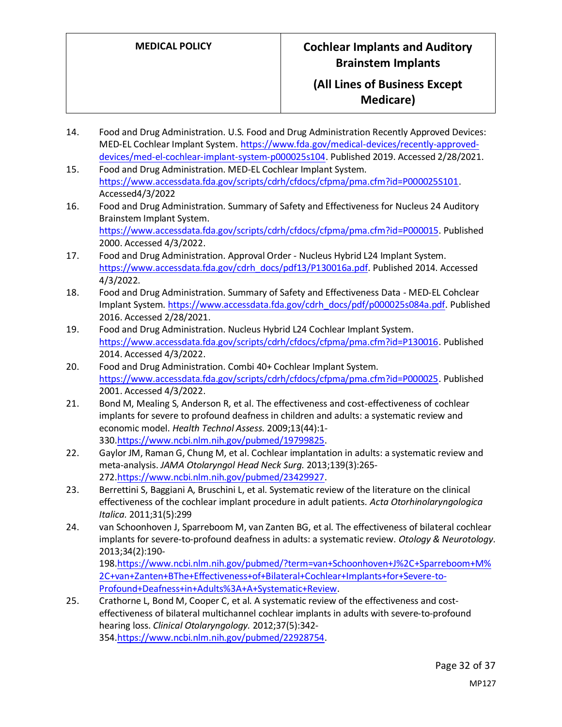14. Food and Drug Administration. U.S. Food and Drug Administration Recently Approved Devices: MED-EL Cochlear Implant System. https://www.fda.gov/medical-devices/recently-approved-devices/med-el-cochlear-implant-system-p000025s104. Published 2019. Accessed 2/28/2021.
15. Food and Drug Administration. MED-EL Cochlear Implant System. https://www.accessdata.fda.gov/scripts/cdrh/cfdocs/cfpma/pma.cfm?id=P000025S101. Accessed4/3/2022
16. Food and Drug Administration. Summary of Safety and Effectiveness for Nucleus 24 Auditory Brainstem Implant System. https://www.accessdata.fda.gov/scripts/cdrh/cfdocs/cfpma/pma.cfm?id=P000015. Published 2000. Accessed 4/3/2022.
17. Food and Drug Administration. Approval Order - Nucleus Hybrid L24 Implant System. https://www.accessdata.fda.gov/cdrh_docs/pdf13/P130016a.pdf. Published 2014. Accessed 4/3/2022.
18. Food and Drug Administration. Summary of Safety and Effectiveness Data - MED-EL Cohclear Implant System. https://www.accessdata.fda.gov/cdrh_docs/pdf/p000025s084a.pdf. Published 2016. Accessed 2/28/2021.
19. Food and Drug Administration. Nucleus Hybrid L24 Cochlear Implant System. https://www.accessdata.fda.gov/scripts/cdrh/cfdocs/cfpma/pma.cfm?id=P130016. Published 2014. Accessed 4/3/2022.
20. Food and Drug Administration. Combi 40+ Cochlear Implant System. https://www.accessdata.fda.gov/scripts/cdrh/cfdocs/cfpma/pma.cfm?id=P000025. Published 2001. Accessed 4/3/2022.
21. Bond M, Mealing S, Anderson R, et al. The effectiveness and cost-effectiveness of cochlear implants for severe to profound deafness in children and adults: a systematic review and economic model. *Health Technol Assess.* 2009;13(44):1-330.https://www.ncbi.nlm.nih.gov/pubmed/19799825.
22. Gaylor JM, Raman G, Chung M, et al. Cochlear implantation in adults: a systematic review and meta-analysis. *JAMA Otolaryngol Head Neck Surg.* 2013;139(3):265-272.https://www.ncbi.nlm.nih.gov/pubmed/23429927.
23. Berrettini S, Baggiani A, Bruschini L, et al. Systematic review of the literature on the clinical effectiveness of the cochlear implant procedure in adult patients. *Acta Otorhinolaryngologica Italica.* 2011;31(5):299
24. van Schoonhoven J, Sparreboom M, van Zanten BG, et al. The effectiveness of bilateral cochlear implants for severe-to-profound deafness in adults: a systematic review. *Otology & Neurotology.* 2013;34(2):190-198.https://www.ncbi.nlm.nih.gov/pubmed/?term=van+Schoonhoven+J%2C+Sparreboom+M%2C+van+Zanten+BThe+Effectiveness+of+Bilateral+Cochlear+Implants+for+Severe-to-Profound+Deafness+in+Adults%3A+A+Systematic+Review.
25. Crathorne L, Bond M, Cooper C, et al. A systematic review of the effectiveness and cost-effectiveness of bilateral multichannel cochlear implants in adults with severe-to-profound hearing loss. *Clinical Otolaryngology.* 2012;37(5):342-354.https://www.ncbi.nlm.nih.gov/pubmed/22928754.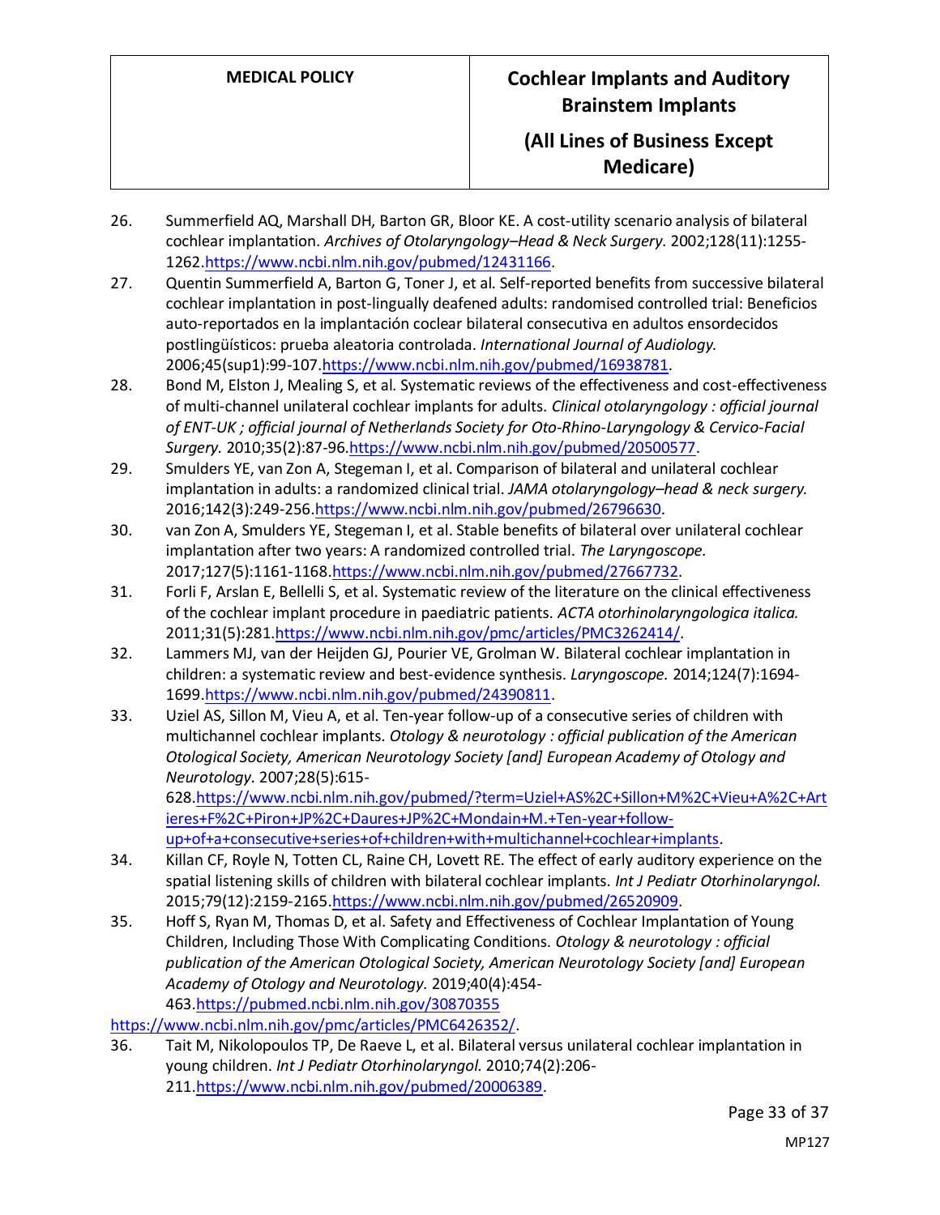26. Summerfield AQ, Marshall DH, Barton GR, Bloor KE. A cost-utility scenario analysis of bilateral cochlear implantation. *Archives of Otolaryngology–Head & Neck Surgery.* 2002;128(11):1255-1262.https://www.ncbi.nlm.nih.gov/pubmed/12431166.
27. Quentin Summerfield A, Barton G, Toner J, et al. Self-reported benefits from successive bilateral cochlear implantation in post-lingually deafened adults: randomised controlled trial: Beneficios auto-reportados en la implantación coclear bilateral consecutiva en adultos ensordecidos postlingüísticos: prueba aleatoria controlada. *International Journal of Audiology.* 2006;45(sup1):99-107.https://www.ncbi.nlm.nih.gov/pubmed/16938781.
28. Bond M, Elston J, Mealing S, et al. Systematic reviews of the effectiveness and cost-effectiveness of multi-channel unilateral cochlear implants for adults. *Clinical otolaryngology : official journal of ENT-UK ; official journal of Netherlands Society for Oto-Rhino-Laryngology & Cervico-Facial Surgery.* 2010;35(2):87-96.https://www.ncbi.nlm.nih.gov/pubmed/20500577.
29. Smulders YE, van Zon A, Stegeman I, et al. Comparison of bilateral and unilateral cochlear implantation in adults: a randomized clinical trial. *JAMA otolaryngology–head & neck surgery.* 2016;142(3):249-256.https://www.ncbi.nlm.nih.gov/pubmed/26796630.
30. van Zon A, Smulders YE, Stegeman I, et al. Stable benefits of bilateral over unilateral cochlear implantation after two years: A randomized controlled trial. *The Laryngoscope.* 2017;127(5):1161-1168.https://www.ncbi.nlm.nih.gov/pubmed/27667732.
31. Forli F, Arslan E, Bellelli S, et al. Systematic review of the literature on the clinical effectiveness of the cochlear implant procedure in paediatric patients. *ACTA otorhinolaryngologica italica.* 2011;31(5):281.https://www.ncbi.nlm.nih.gov/pmc/articles/PMC3262414/.
32. Lammers MJ, van der Heijden GJ, Pourier VE, Grolman W. Bilateral cochlear implantation in children: a systematic review and best-evidence synthesis. *Laryngoscope.* 2014;124(7):1694-1699.https://www.ncbi.nlm.nih.gov/pubmed/24390811.
33. Uziel AS, Sillon M, Vieu A, et al. Ten-year follow-up of a consecutive series of children with multichannel cochlear implants. *Otology & neurotology : official publication of the American Otological Society, American Neurotology Society [and] European Academy of Otology and Neurotology.* 2007;28(5):615-628.https://www.ncbi.nlm.nih.gov/pubmed/?term=Uziel+AS%2C+Sillon+M%2C+Vieu+A%2C+Artieres+F%2C+Piron+JP%2C+Daures+JP%2C+Mondain+M.+Ten-year+follow-up+of+a+consecutive+series+of+children+with+multichannel+cochlear+implants.
34. Killan CF, Royle N, Totten CL, Raine CH, Lovett RE. The effect of early auditory experience on the spatial listening skills of children with bilateral cochlear implants. *Int J Pediatr Otorhinolaryngol.* 2015;79(12):2159-2165.https://www.ncbi.nlm.nih.gov/pubmed/26520909.
35. Hoff S, Ryan M, Thomas D, et al. Safety and Effectiveness of Cochlear Implantation of Young Children, Including Those With Complicating Conditions. *Otology & neurotology : official publication of the American Otological Society, American Neurotology Society [and] European Academy of Otology and Neurotology.* 2019;40(4):454-463.https://pubmed.ncbi.nlm.nih.gov/30870355 https://www.ncbi.nlm.nih.gov/pmc/articles/PMC6426352/.
36. Tait M, Nikolopoulos TP, De Raeve L, et al. Bilateral versus unilateral cochlear implantation in young children. *Int J Pediatr Otorhinolaryngol.* 2010;74(2):206-211.https://www.ncbi.nlm.nih.gov/pubmed/20006389.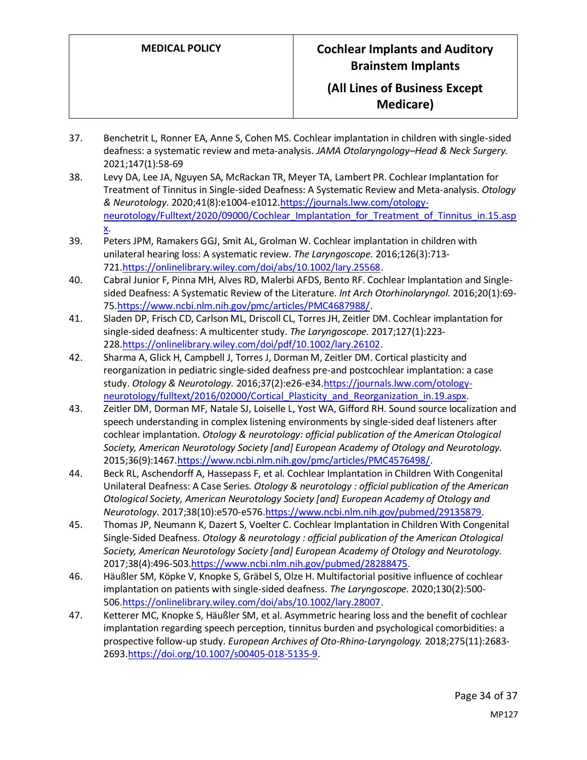37. Benchetrit L, Ronner EA, Anne S, Cohen MS. Cochlear implantation in children with single-sided deafness: a systematic review and meta-analysis. *JAMA Otolaryngology–Head & Neck Surgery.* 2021;147(1):58-69
38. Levy DA, Lee JA, Nguyen SA, McRackan TR, Meyer TA, Lambert PR. Cochlear Implantation for Treatment of Tinnitus in Single-sided Deafness: A Systematic Review and Meta-analysis. *Otology & Neurotology.* 2020;41(8):e1004-e1012.https://journals.lww.com/otology-neurotology/Fulltext/2020/09000/Cochlear_Implantation_for_Treatment_of_Tinnitus_in.15.aspx.
39. Peters JPM, Ramakers GGJ, Smit AL, Grolman W. Cochlear implantation in children with unilateral hearing loss: A systematic review. *The Laryngoscope.* 2016;126(3):713-721.https://onlinelibrary.wiley.com/doi/abs/10.1002/lary.25568.
40. Cabral Junior F, Pinna MH, Alves RD, Malerbi AFDS, Bento RF. Cochlear Implantation and Single-sided Deafness: A Systematic Review of the Literature. *Int Arch Otorhinolaryngol.* 2016;20(1):69-75.https://www.ncbi.nlm.nih.gov/pmc/articles/PMC4687988/.
41. Sladen DP, Frisch CD, Carlson ML, Driscoll CL, Torres JH, Zeitler DM. Cochlear implantation for single-sided deafness: A multicenter study. *The Laryngoscope.* 2017;127(1):223-228.https://onlinelibrary.wiley.com/doi/pdf/10.1002/lary.26102.
42. Sharma A, Glick H, Campbell J, Torres J, Dorman M, Zeitler DM. Cortical plasticity and reorganization in pediatric single-sided deafness pre-and postcochlear implantation: a case study. *Otology & Neurotology.* 2016;37(2):e26-e34.https://journals.lww.com/otology-neurotology/fulltext/2016/02000/Cortical_Plasticity_and_Reorganization_in.19.aspx.
43. Zeitler DM, Dorman MF, Natale SJ, Loiselle L, Yost WA, Gifford RH. Sound source localization and speech understanding in complex listening environments by single-sided deaf listeners after cochlear implantation. *Otology & neurotology: official publication of the American Otological Society, American Neurotology Society [and] European Academy of Otology and Neurotology.* 2015;36(9):1467.https://www.ncbi.nlm.nih.gov/pmc/articles/PMC4576498/.
44. Beck RL, Aschendorff A, Hassepass F, et al. Cochlear Implantation in Children With Congenital Unilateral Deafness: A Case Series. *Otology & neurotology : official publication of the American Otological Society, American Neurotology Society [and] European Academy of Otology and Neurotology.* 2017;38(10):e570-e576.https://www.ncbi.nlm.nih.gov/pubmed/29135879.
45. Thomas JP, Neumann K, Dazert S, Voelter C. Cochlear Implantation in Children With Congenital Single-Sided Deafness. *Otology & neurotology : official publication of the American Otological Society, American Neurotology Society [and] European Academy of Otology and Neurotology.* 2017;38(4):496-503.https://www.ncbi.nlm.nih.gov/pubmed/28288475.
46. Häußler SM, Köpke V, Knopke S, Gräbel S, Olze H. Multifactorial positive influence of cochlear implantation on patients with single-sided deafness. *The Laryngoscope.* 2020;130(2):500-506.https://onlinelibrary.wiley.com/doi/abs/10.1002/lary.28007.
47. Ketterer MC, Knopke S, Häußler SM, et al. Asymmetric hearing loss and the benefit of cochlear implantation regarding speech perception, tinnitus burden and psychological comorbidities: a prospective follow-up study. *European Archives of Oto-Rhino-Laryngology.* 2018;275(11):2683-2693.https://doi.org/10.1007/s00405-018-5135-9.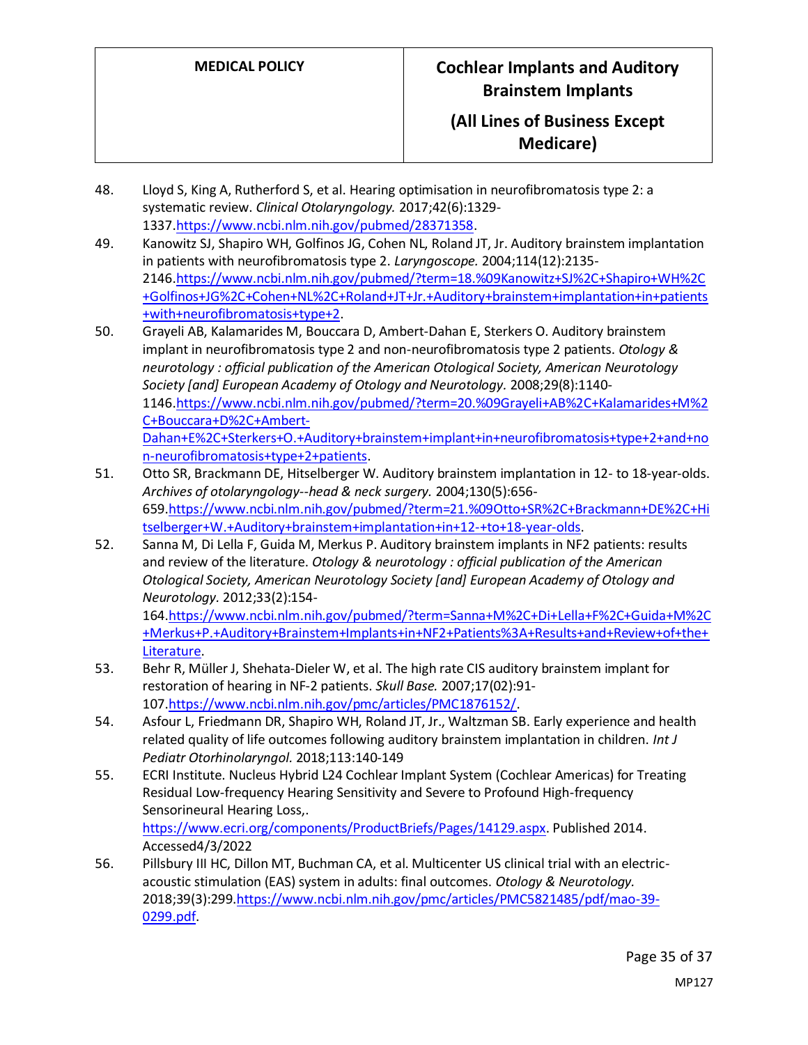48. Lloyd S, King A, Rutherford S, et al. Hearing optimisation in neurofibromatosis type 2: a systematic review. *Clinical Otolaryngology.* 2017;42(6):1329-1337.https://www.ncbi.nlm.nih.gov/pubmed/28371358.
49. Kanowitz SJ, Shapiro WH, Golfinos JG, Cohen NL, Roland JT, Jr. Auditory brainstem implantation in patients with neurofibromatosis type 2. *Laryngoscope.* 2004;114(12):2135-2146.https://www.ncbi.nlm.nih.gov/pubmed/?term=18.%09Kanowitz+SJ%2C+Shapiro+WH%2C+Golfinos+JG%2C+Cohen+NL%2C+Roland+JT+Jr.+Auditory+brainstem+implantation+in+patients+with+neurofibromatosis+type+2.
50. Grayeli AB, Kalamarides M, Bouccara D, Ambert-Dahan E, Sterkers O. Auditory brainstem implant in neurofibromatosis type 2 and non-neurofibromatosis type 2 patients. *Otology & neurotology : official publication of the American Otological Society, American Neurotology Society [and] European Academy of Otology and Neurotology.* 2008;29(8):1140-1146.https://www.ncbi.nlm.nih.gov/pubmed/?term=20.%09Grayeli+AB%2C+Kalamarides+M%2C+Bouccara+D%2C+Ambert-Dahan+E%2C+Sterkers+O.+Auditory+brainstem+implant+in+neurofibromatosis+type+2+and+non-neurofibromatosis+type+2+patients.
51. Otto SR, Brackmann DE, Hitselberger W. Auditory brainstem implantation in 12- to 18-year-olds. *Archives of otolaryngology--head & neck surgery.* 2004;130(5):656-659.https://www.ncbi.nlm.nih.gov/pubmed/?term=21.%09Otto+SR%2C+Brackmann+DE%2C+Hitselberger+W.+Auditory+brainstem+implantation+in+12-+to+18-year-olds.
52. Sanna M, Di Lella F, Guida M, Merkus P. Auditory brainstem implants in NF2 patients: results and review of the literature. *Otology & neurotology : official publication of the American Otological Society, American Neurotology Society [and] European Academy of Otology and Neurotology.* 2012;33(2):154-164.https://www.ncbi.nlm.nih.gov/pubmed/?term=Sanna+M%2C+Di+Lella+F%2C+Guida+M%2C+Merkus+P.+Auditory+Brainstem+Implants+in+NF2+Patients%3A+Results+and+Review+of+the+Literature.
53. Behr R, Müller J, Shehata-Dieler W, et al. The high rate CIS auditory brainstem implant for restoration of hearing in NF-2 patients. *Skull Base.* 2007;17(02):91-107.https://www.ncbi.nlm.nih.gov/pmc/articles/PMC1876152/.
54. Asfour L, Friedmann DR, Shapiro WH, Roland JT, Jr., Waltzman SB. Early experience and health related quality of life outcomes following auditory brainstem implantation in children. *Int J Pediatr Otorhinolaryngol.* 2018;113:140-149
55. ECRI Institute. Nucleus Hybrid L24 Cochlear Implant System (Cochlear Americas) for Treating Residual Low-frequency Hearing Sensitivity and Severe to Profound High-frequency Sensorineural Hearing Loss,. https://www.ecri.org/components/ProductBriefs/Pages/14129.aspx. Published 2014. Accessed4/3/2022
56. Pillsbury III HC, Dillon MT, Buchman CA, et al. Multicenter US clinical trial with an electric-acoustic stimulation (EAS) system in adults: final outcomes. *Otology & Neurotology.* 2018;39(3):299.https://www.ncbi.nlm.nih.gov/pmc/articles/PMC5821485/pdf/mao-39-0299.pdf.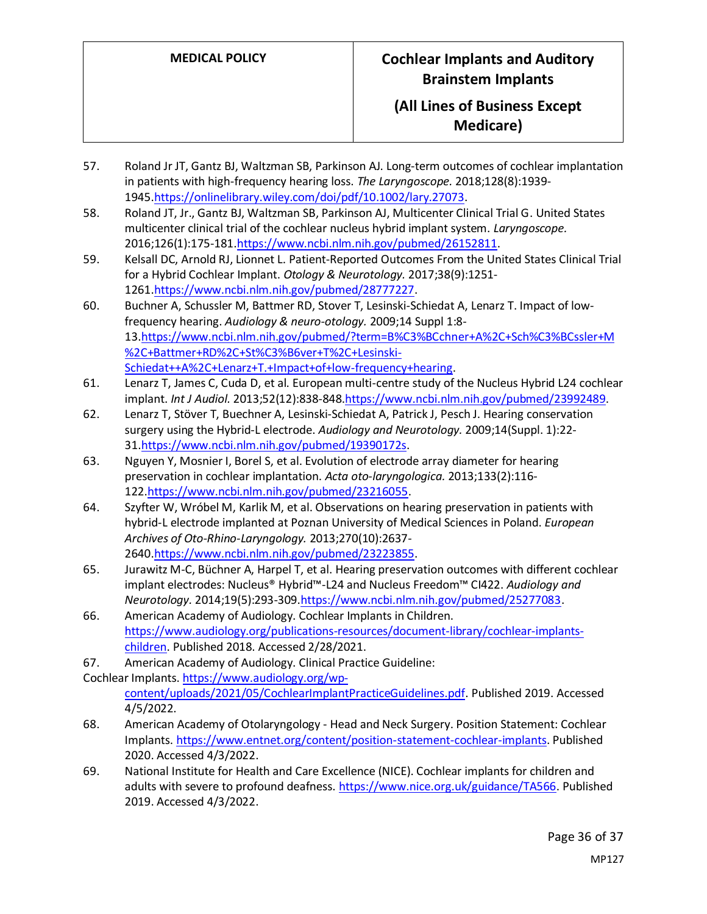57. Roland Jr JT, Gantz BJ, Waltzman SB, Parkinson AJ. Long-term outcomes of cochlear implantation in patients with high-frequency hearing loss. *The Laryngoscope.* 2018;128(8):1939-1945.https://onlinelibrary.wiley.com/doi/pdf/10.1002/lary.27073.
58. Roland JT, Jr., Gantz BJ, Waltzman SB, Parkinson AJ, Multicenter Clinical Trial G. United States multicenter clinical trial of the cochlear nucleus hybrid implant system. *Laryngoscope.* 2016;126(1):175-181.https://www.ncbi.nlm.nih.gov/pubmed/26152811.
59. Kelsall DC, Arnold RJ, Lionnet L. Patient-Reported Outcomes From the United States Clinical Trial for a Hybrid Cochlear Implant. *Otology & Neurotology.* 2017;38(9):1251-1261.https://www.ncbi.nlm.nih.gov/pubmed/28777227.
60. Buchner A, Schussler M, Battmer RD, Stover T, Lesinski-Schiedat A, Lenarz T. Impact of low-frequency hearing. *Audiology & neuro-otology.* 2009;14 Suppl 1:8-13.https://www.ncbi.nlm.nih.gov/pubmed/?term=B%C3%BCchner+A%2C+Sch%C3%BCssler+M%2C+Battmer+RD%2C+St%C3%B6ver+T%2C+Lesinski-Schiedat++A%2C+Lenarz+T.+Impact+of+low-frequency+hearing.
61. Lenarz T, James C, Cuda D, et al. European multi-centre study of the Nucleus Hybrid L24 cochlear implant. *Int J Audiol.* 2013;52(12):838-848.https://www.ncbi.nlm.nih.gov/pubmed/23992489.
62. Lenarz T, Stöver T, Buechner A, Lesinski-Schiedat A, Patrick J, Pesch J. Hearing conservation surgery using the Hybrid-L electrode. *Audiology and Neurotology.* 2009;14(Suppl. 1):22-31.https://www.ncbi.nlm.nih.gov/pubmed/19390172s.
63. Nguyen Y, Mosnier I, Borel S, et al. Evolution of electrode array diameter for hearing preservation in cochlear implantation. *Acta oto-laryngologica.* 2013;133(2):116-122.https://www.ncbi.nlm.nih.gov/pubmed/23216055.
64. Szyfter W, Wróbel M, Karlik M, et al. Observations on hearing preservation in patients with hybrid-L electrode implanted at Poznan University of Medical Sciences in Poland. *European Archives of Oto-Rhino-Laryngology.* 2013;270(10):2637-2640.https://www.ncbi.nlm.nih.gov/pubmed/23223855.
65. Jurawitz M-C, Büchner A, Harpel T, et al. Hearing preservation outcomes with different cochlear implant electrodes: Nucleus® Hybrid™-L24 and Nucleus Freedom™ CI422. *Audiology and Neurotology.* 2014;19(5):293-309.https://www.ncbi.nlm.nih.gov/pubmed/25277083.
66. American Academy of Audiology. Cochlear Implants in Children. https://www.audiology.org/publications-resources/document-library/cochlear-implants-children. Published 2018. Accessed 2/28/2021.
67. American Academy of Audiology. Clinical Practice Guideline: Cochlear Implants. https://www.audiology.org/wp-content/uploads/2021/05/CochlearImplantPracticeGuidelines.pdf. Published 2019. Accessed 4/5/2022.
68. American Academy of Otolaryngology - Head and Neck Surgery. Position Statement: Cochlear Implants. https://www.entnet.org/content/position-statement-cochlear-implants. Published 2020. Accessed 4/3/2022.
69. National Institute for Health and Care Excellence (NICE). Cochlear implants for children and adults with severe to profound deafness. https://www.nice.org.uk/guidance/TA566. Published 2019. Accessed 4/3/2022.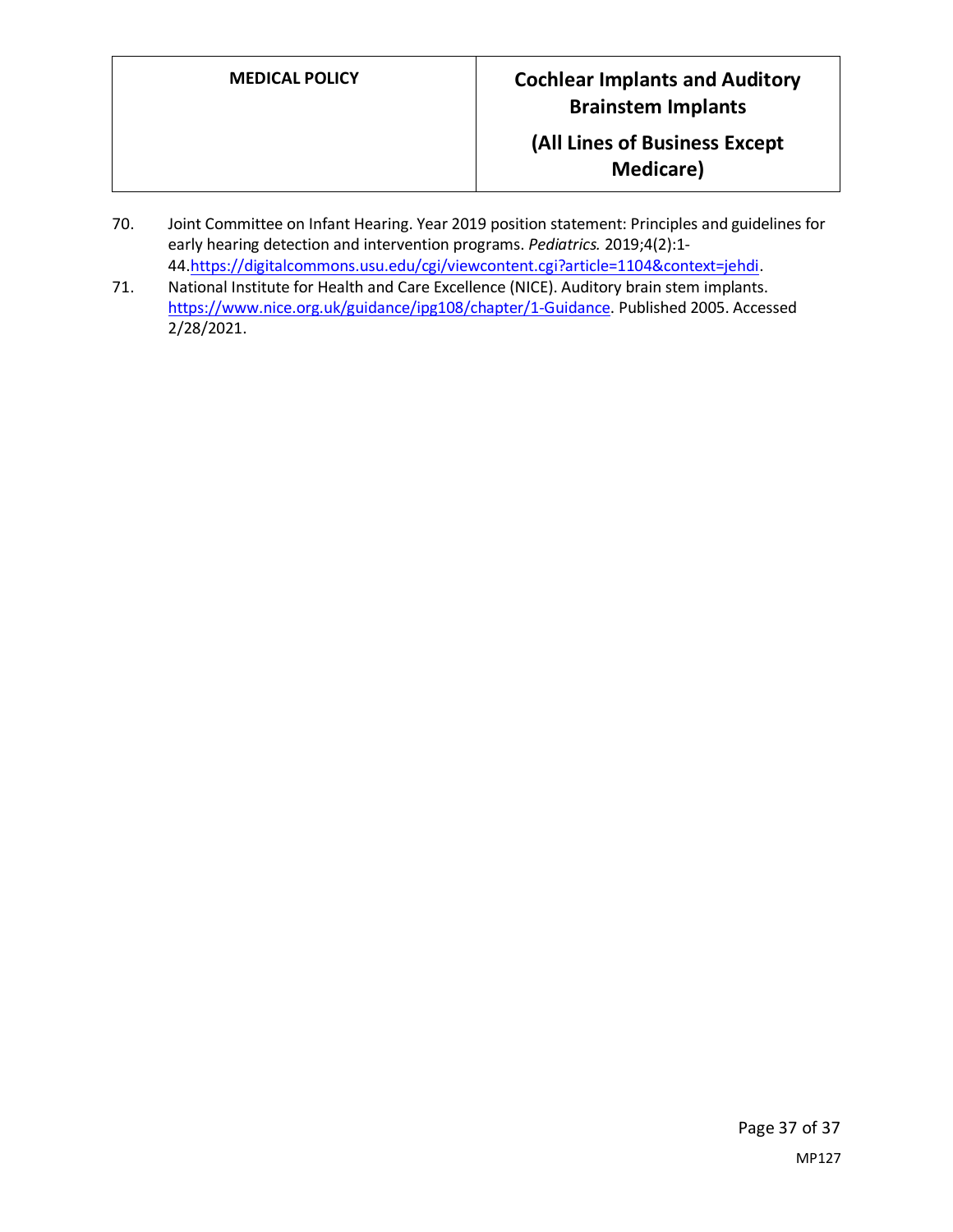70. Joint Committee on Infant Hearing. Year 2019 position statement: Principles and guidelines for early hearing detection and intervention programs. *Pediatrics.* 2019;4(2):1-44.https://digitalcommons.usu.edu/cgi/viewcontent.cgi?article=1104&context=jehdi.
71. National Institute for Health and Care Excellence (NICE). Auditory brain stem implants. https://www.nice.org.uk/guidance/ipg108/chapter/1-Guidance. Published 2005. Accessed 2/28/2021.